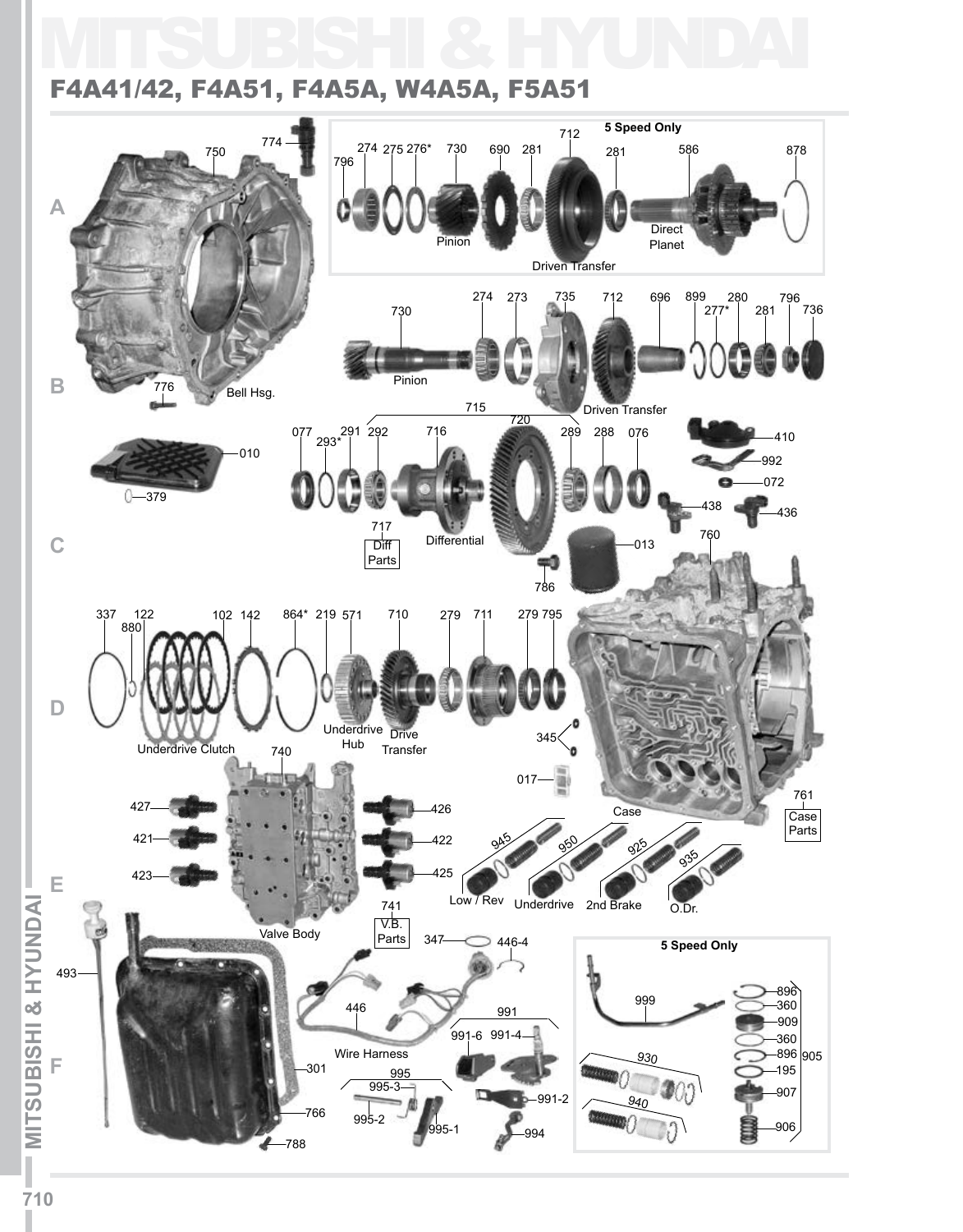# MITSUBISHI & HYUNDAI

## F4A41/42, F4A51, F4A5A, W4A5A, F5A51

**5 Speed Only**

796, 274, 275, 276*, 730 Pinion, 690, 281, 712 Driven Transfer, 281, 586 Direct Planet, 878

730 Pinion, 274, 273, 735, 712 Driven Transfer, 696, 899, 277*, 280, 281, 796, 736

750 Bell Hsg., 774, 776

010, 379

715: 077, 293*, 291, 292, 716 Differential, 720, 289, 288, 076

717 Diff Parts

410, 992, 072, 438, 436

013, 786

760 Case, 761 Case Parts

337, 880, 122, 102 Underdrive Clutch, 142, 864*, 219, 571 Underdrive Hub, 710 Drive Transfer, 279, 711, 279, 795

345, 017

740 Valve Body, 741 V.B. Parts

427, 421, 423, 426, 422, 425

945 Low / Rev, 950 Underdrive, 925 2nd Brake, 935 O.Dr.

493, 301, 766, 788

347, 446-4, 446 Wire Harness

991: 991-6, 991-4, 991-2, 994

995: 995-3, 995-2, 995-1

**5 Speed Only**

999, 930, 940

905: 896, 360, 909, 360, 896, 195, 907, 906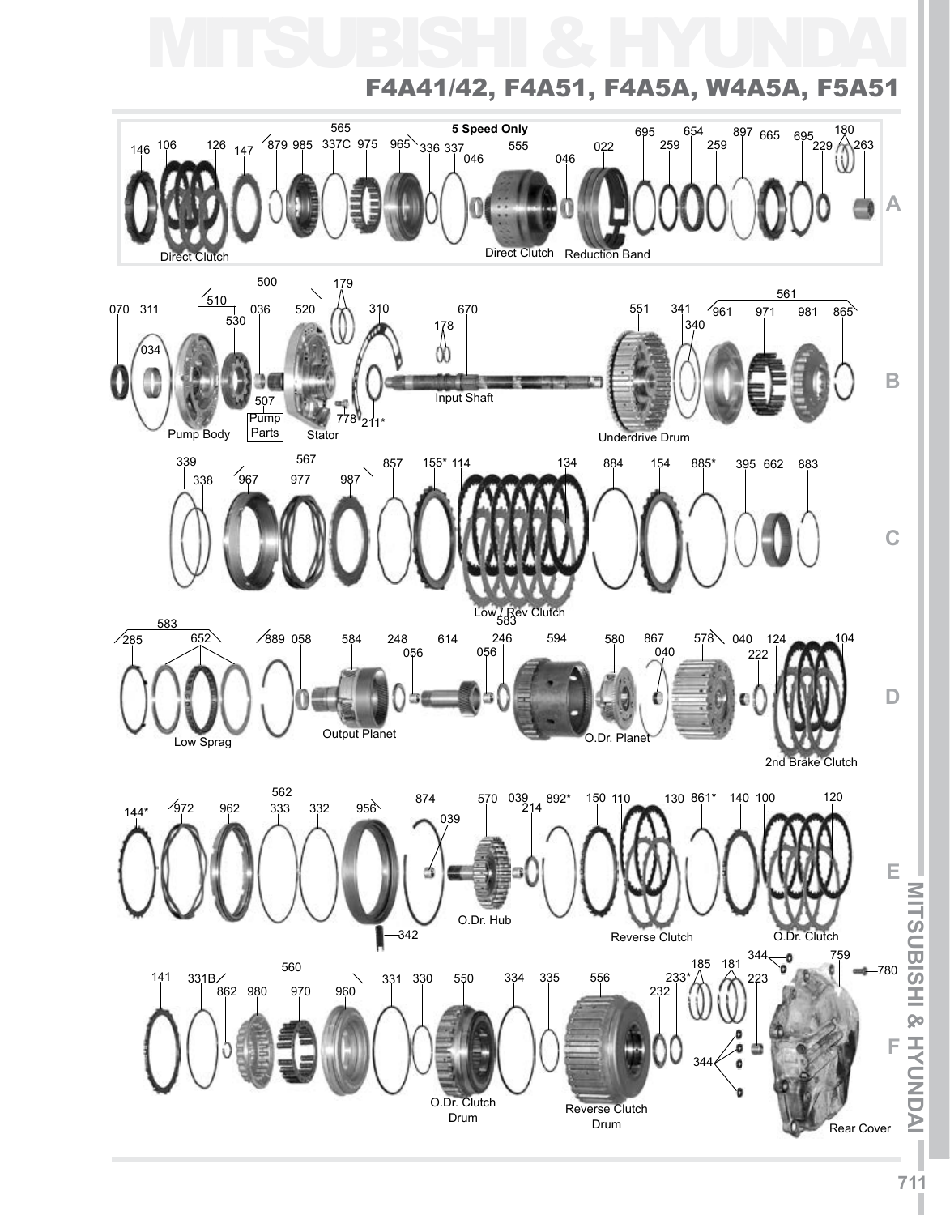# MITSUBISHI & HYUNDAI

## F4A41/42, F4A51, F4A5A, W4A5A, F5A51

**A**

5 Speed Only

146 106 126 147 565 879 985 337C 975 965 336 337 046 555 046 022 695 259 654 259 897 665 695 229 180 263

Direct Clutch — Direct Clutch — Reduction Band

**B**

070 311 034 500 510 530 036 520 179 507 Pump Parts 778 211* 310 178 670 551 341 340 561 961 971 981 865

Pump Body — Stator — Input Shaft — Underdrive Drum

**C**

339 338 567 967 977 987 857 155* 114 134 884 154 885* 395 662 883

Low / Rev Clutch

**D**

583 285 652 583 889 058 584 248 056 614 056 246 594 580 867 040 578 040 222 124 104

Low Sprag — Output Planet — O.Dr. Planet — 2nd Brake Clutch

**E**

144* 562 972 962 333 332 956 342 874 039 570 039 214 892* 150 110 130 861* 140 100 120

O.Dr. Hub — Reverse Clutch — O.Dr. Clutch

**F**

141 331B 560 862 980 970 960 331 330 550 334 335 556 232 233* 185 181 223 344 344 759 780

O.Dr. Clutch Drum — Reverse Clutch Drum — Rear Cover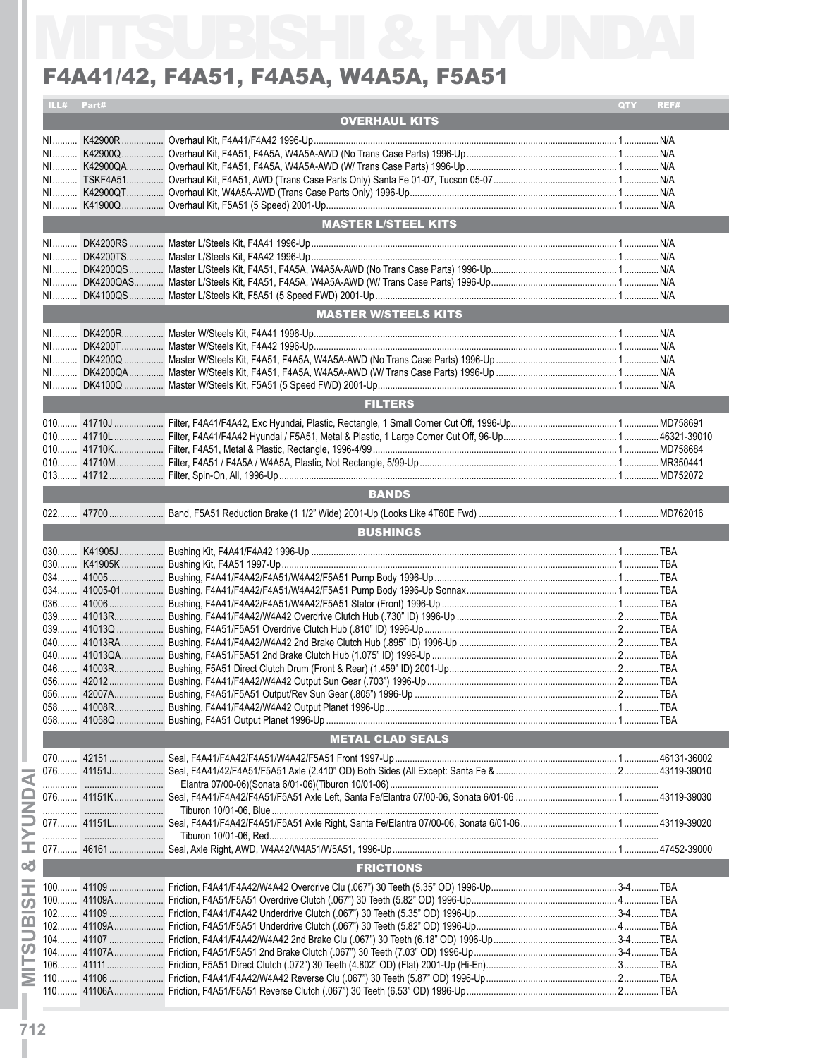# MITSUBISHI & HYUNDAI

## F4A41/42, F4A51, F4A5A, W4A5A, F5A51

| ILL# | Part# | Description | QTY | REF# |
|---|---|---|---|---|
| | | **OVERHAUL KITS** | | |
| NI | K42900R | Overhaul Kit, F4A41/F4A42 1996-Up | 1 | N/A |
| NI | K42900Q | Overhaul Kit, F4A51, F4A5A, W4A5A-AWD (No Trans Case Parts) 1996-Up | 1 | N/A |
| NI | K42900QA | Overhaul Kit, F4A51, F4A5A, W4A5A-AWD (W/ Trans Case Parts) 1996-Up | 1 | N/A |
| NI | TSKF4A51 | Overhaul Kit, F4A51, AWD (Trans Case Parts Only) Santa Fe 01-07, Tucson 05-07 | 1 | N/A |
| NI | K42900QT | Overhaul Kit, W4A5A-AWD (Trans Case Parts Only) 1996-Up | 1 | N/A |
| NI | K41900Q | Overhaul Kit, F5A51 (5 Speed) 2001-Up | 1 | N/A |
| | | **MASTER L/STEEL KITS** | | |
| NI | DK4200RS | Master L/Steels Kit, F4A41 1996-Up | 1 | N/A |
| NI | DK4200TS | Master L/Steels Kit, F4A42 1996-Up | 1 | N/A |
| NI | DK4200QS | Master L/Steels Kit, F4A51, F4A5A, W4A5A-AWD (No Trans Case Parts) 1996-Up | 1 | N/A |
| NI | DK4200QAS | Master L/Steels Kit, F4A51, F4A5A, W4A5A-AWD (W/ Trans Case Parts) 1996-Up | 1 | N/A |
| NI | DK4100QS | Master L/Steels Kit, F5A51 (5 Speed FWD) 2001-Up | 1 | N/A |
| | | **MASTER W/STEELS KITS** | | |
| NI | DK4200R | Master W/Steels Kit, F4A41 1996-Up | 1 | N/A |
| NI | DK4200T | Master W/Steels Kit, F4A42 1996-Up | 1 | N/A |
| NI | DK4200Q | Master W/Steels Kit, F4A51, F4A5A, W4A5A-AWD (No Trans Case Parts) 1996-Up | 1 | N/A |
| NI | DK4200QA | Master W/Steels Kit, F4A51, F4A5A, W4A5A-AWD (W/ Trans Case Parts) 1996-Up | 1 | N/A |
| NI | DK4100Q | Master W/Steels Kit, F5A51 (5 Speed FWD) 2001-Up | 1 | N/A |
| | | **FILTERS** | | |
| 010 | 41710J | Filter, F4A41/F4A42, Exc Hyundai, Plastic, Rectangle, 1 Small Corner Cut Off, 1996-Up | 1 | MD758691 |
| 010 | 41710L | Filter, F4A41/F4A42 Hyundai / F5A51, Metal & Plastic, 1 Large Corner Cut Off, 96-Up | 1 | 46321-39010 |
| 010 | 41710K | Filter, F4A51, Metal & Plastic, Rectangle, 1996-4/99 | 1 | MD758684 |
| 010 | 41710M | Filter, F4A51 / F4A5A / W4A5A, Plastic, Not Rectangle, 5/99-Up | 1 | MR350441 |
| 013 | 41712 | Filter, Spin-On, All, 1996-Up | 1 | MD752072 |
| | | **BANDS** | | |
| 022 | 47700 | Band, F5A51 Reduction Brake (1 1/2" Wide) 2001-Up (Looks Like 4T60E Fwd) | 1 | MD762016 |
| | | **BUSHINGS** | | |
| 030 | K41905J | Bushing Kit, F4A41/F4A42 1996-Up | 1 | TBA |
| 030 | K41905K | Bushing Kit, F4A51 1997-Up | 1 | TBA |
| 034 | 41005 | Bushing, F4A41/F4A42/F4A51/W4A42/F5A51 Pump Body 1996-Up | 1 | TBA |
| 034 | 41005-01 | Bushing, F4A41/F4A42/F4A51/W4A42/F5A51 Pump Body 1996-Up Sonnax | 1 | TBA |
| 036 | 41006 | Bushing, F4A41/F4A42/F4A51/W4A42/F5A51 Stator (Front) 1996-Up | 1 | TBA |
| 039 | 41013R | Bushing, F4A41/F4A42/W4A42 Overdrive Clutch Hub (.730" ID) 1996-Up | 2 | TBA |
| 039 | 41013Q | Bushing, F4A51/F5A51 Overdrive Clutch Hub (.810" ID) 1996-Up | 2 | TBA |
| 040 | 41013RA | Bushing, F4A41/F4A42/W4A42 2nd Brake Clutch Hub (.895" ID) 1996-Up | 2 | TBA |
| 040 | 41013QA | Bushing, F4A51/F5A51 2nd Brake Clutch Hub (1.075" ID) 1996-Up | 2 | TBA |
| 046 | 41003R | Bushing, F5A51 Direct Clutch Drum (Front & Rear) (1.459" ID) 2001-Up | 2 | TBA |
| 056 | 42012 | Bushing, F4A41/F4A42/W4A42 Output Sun Gear (.703") 1996-Up | 2 | TBA |
| 056 | 42007A | Bushing, F4A51/F5A51 Output/Rev Sun Gear (.805") 1996-Up | 2 | TBA |
| 058 | 41008R | Bushing, F4A41/F4A42/W4A42 Output Planet 1996-Up | 1 | TBA |
| 058 | 41058Q | Bushing, F4A51 Output Planet 1996-Up | 1 | TBA |
| | | **METAL CLAD SEALS** | | |
| 070 | 42151 | Seal, F4A41/F4A42/F4A51/W4A42/F5A51 Front 1997-Up | 1 | 46131-36002 |
| 076 | 41151J | Seal, F4A41/42/F4A51/F5A51 Axle (2.410" OD) Both Sides (All Except: Santa Fe & Elantra 07/00-06)(Sonata 6/01-06)(Tiburon 10/01-06) | 2 | 43119-39010 |
| 076 | 41151K | Seal, F4A41/F4A42/F4A51/F5A51 Axle Left, Santa Fe/Elantra 07/00-06, Sonata 6/01-06 Tiburon 10/01-06, Blue | 1 | 43119-39030 |
| 077 | 41151L | Seal, F4A41/F4A42/F4A51/F5A51 Axle Right, Santa Fe/Elantra 07/00-06, Sonata 6/01-06 Tiburon 10/01-06, Red | 1 | 43119-39020 |
| 077 | 46161 | Seal, Axle Right, AWD, W4A42/W4A51/W5A51, 1996-Up | 1 | 47452-39000 |
| | | **FRICTIONS** | | |
| 100 | 41109 | Friction, F4A41/F4A42/W4A42 Overdrive Clu (.067") 30 Teeth (5.35" OD) 1996-Up | 3-4 | TBA |
| 100 | 41109A | Friction, F4A51/F5A51 Overdrive Clutch (.067") 30 Teeth (5.82" OD) 1996-Up | 4 | TBA |
| 102 | 41109 | Friction, F4A41/F4A42 Underdrive Clutch (.067") 30 Teeth (5.35" OD) 1996-Up | 3-4 | TBA |
| 102 | 41109A | Friction, F4A51/F5A51 Underdrive Clutch (.067") 30 Teeth (5.82" OD) 1996-Up | 4 | TBA |
| 104 | 41107 | Friction, F4A41/F4A42/W4A42 2nd Brake Clu (.067") 30 Teeth (6.18" OD) 1996-Up | 3-4 | TBA |
| 104 | 41107A | Friction, F4A51/F5A51 2nd Brake Clutch (.067") 30 Teeth (7.03" OD) 1996-Up | 3-4 | TBA |
| 106 | 41111 | Friction, F5A51 Direct Clutch (.072") 30 Teeth (4.802" OD) (Flat) 2001-Up (Hi-En) | 3 | TBA |
| 110 | 41106 | Friction, F4A41/F4A42/W4A42 Reverse Clu (.067") 30 Teeth (5.87" OD) 1996-Up | 2 | TBA |
| 110 | 41106A | Friction, F4A51/F5A51 Reverse Clutch (.067") 30 Teeth (6.53" OD) 1996-Up | 2 | TBA |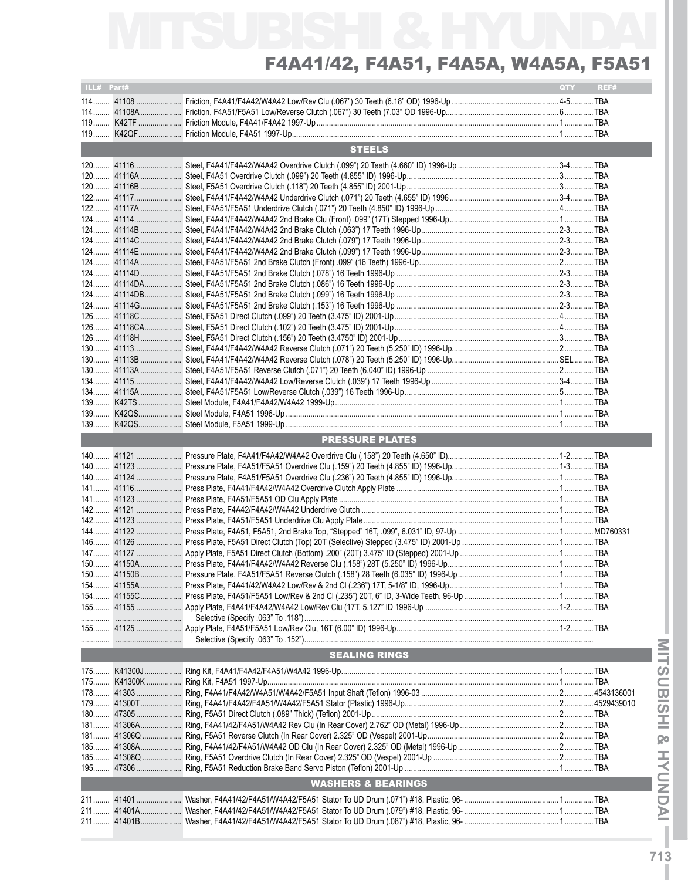# MITSUBISHI & HYUNDAI

## F4A41/42, F4A51, F4A5A, W4A5A, F5A51

| ILL# | Part# | Description | QTY | REF# |
|---|---|---|---|---|
| 114 | 41108 | Friction, F4A41/F4A42/W4A42 Low/Rev Clu (.067") 30 Teeth (6.18" OD) 1996-Up | 4-5 | TBA |
| 114 | 41108A | Friction, F4A51/F5A51 Low/Reverse Clutch (.067") 30 Teeth (7.03" OD 1996-Up | 6 | TBA |
| 119 | K42TF | Friction Module, F4A41/F4A42 1997-Up | 1 | TBA |
| 119 | K42QF | Friction Module, F4A51 1997-Up | 1 | TBA |
| | | **STEELS** | | |
| 120 | 41116 | Steel, F4A41/F4A42/W4A42 Overdrive Clutch (.099") 20 Teeth (4.660" ID) 1996-Up | 3-4 | TBA |
| 120 | 41116A | Steel, F4A51 Overdrive Clutch (.099") 20 Teeth (4.855" ID) 1996-Up | 3 | TBA |
| 120 | 41116B | Steel, F5A51 Overdrive Clutch (.118") 20 Teeth (4.855" ID) 2001-Up | 3 | TBA |
| 122 | 41117 | Steel, F4A41/F4A42/W4A42 Underdrive Clutch (.071") 20 Teeth (4.655" ID) 1996 | 3-4 | TBA |
| 122 | 41117A | Steel, F4A51/F5A51 Underdrive Clutch (.071") 20 Teeth (4.850" ID) 1996-Up | 4 | TBA |
| 124 | 41114 | Steel, F4A41/F4A42/W4A42 2nd Brake Clu (Front) .099" (17T) Stepped 1996-Up | 1 | TBA |
| 124 | 41114B | Steel, F4A41/F4A42/W4A42 2nd Brake Clutch (.063") 17 Teeth 1996-Up | 2-3 | TBA |
| 124 | 41114C | Steel, F4A41/F4A42/W4A42 2nd Brake Clutch (.079") 17 Teeth 1996-Up | 2-3 | TBA |
| 124 | 41114E | Steel, F4A41/F4A42/W4A42 2nd Brake Clutch (.099") 17 Teeth 1996-Up | 2-3 | TBA |
| 124 | 41114A | Steel, F4A51/F5A51 2nd Brake Clutch (Front) .099" (16 Teeth) 1996-Up | 2 | TBA |
| 124 | 41114D | Steel, F4A51/F5A51 2nd Brake Clutch (.078") 16 Teeth 1996-Up | 2-3 | TBA |
| 124 | 41114DA | Steel, F4A51/F5A51 2nd Brake Clutch (.086") 16 Teeth 1996-Up | 2-3 | TBA |
| 124 | 41114DB | Steel, F4A51/F5A51 2nd Brake Clutch (.099") 16 Teeth 1996-Up | 2-3 | TBA |
| 124 | 41114G | Steel, F4A51/F5A51 2nd Brake Clutch (.153") 16 Teeth 1996-Up | 2-3 | TBA |
| 126 | 41118C | Steel, F5A51 Direct Clutch (.099") 20 Teeth (3.475" ID) 2001-Up | 4 | TBA |
| 126 | 41118CA | Steel, F5A51 Direct Clutch (.102") 20 Teeth (3.475" ID) 2001-Up | 4 | TBA |
| 126 | 41118H | Steel, F5A51 Direct Clutch (.156") 20 Teeth (3.4750" ID) 2001-Up | 3 | TBA |
| 130 | 41113 | Steel, F4A41/F4A42/W4A42 Reverse Clutch (.071") 20 Teeth (5.250" ID) 1996-Up | 2 | TBA |
| 130 | 41113B | Steel, F4A41/F4A42/W4A42 Reverse Clutch (.078") 20 Teeth (5.250" ID) 1996-Up | SEL | TBA |
| 130 | 41113A | Steel, F4A51/F5A51 Reverse Clutch (.071") 20 Teeth (6.040" ID) 1996-Up | 2 | TBA |
| 134 | 41115 | Steel, F4A41/F4A42/W4A42 Low/Reverse Clutch (.039") 17 Teeth 1996-Up | 3-4 | TBA |
| 134 | 41115A | Steel, F4A51/F5A51 Low/Reverse Clutch (.039") 16 Teeth 1996-Up | 5 | TBA |
| 139 | K42TS | Steel Module, F4A41/F4A42/W4A42 1999-Up | 1 | TBA |
| 139 | K42QS | Steel Module, F4A51 1996-Up | 1 | TBA |
| 139 | K42QS | Steel Module, F5A51 1999-Up | 1 | TBA |
| | | **PRESSURE PLATES** | | |
| 140 | 41121 | Pressure Plate, F4A41/F4A42/W4A42 Overdrive Clu (.158") 20 Teeth (4.650" ID) | 1-2 | TBA |
| 140 | 41123 | Pressure Plate, F4A51/F5A51 Overdrive Clu (.159") 20 Teeth (4.855" ID) 1996-Up | 1-3 | TBA |
| 140 | 41124 | Pressure Plate, F4A51/F5A51 Overdrive Clu (.236") 20 Teeth (4.855" ID) 1996-Up | 1 | TBA |
| 141 | 41116 | Press Plate, F4A41/F4A42/W4A42 Overdrive Clutch Apply Plate | 1 | TBA |
| 141 | 41123 | Press Plate, F4A51/F5A51 OD Clu Apply Plate | 1 | TBA |
| 142 | 41121 | Press Plate, F4A42/F4A42/W4A42 Underdrive Clutch | 1 | TBA |
| 142 | 41123 | Press Plate, F4A51/F5A51 Underdrive Clu Apply Plate | 1 | TBA |
| 144 | 41122 | Press Plate, F4A51, F5A51, 2nd Brake Top, "Stepped" 16T, .099", 6.031" ID, 97-Up | 1 | MD760331 |
| 146 | 41126 | Press Plate, F5A51 Direct Clutch (Top) 20T (Selective) Stepped (3.475" ID) 2001-Up | 1 | TBA |
| 147 | 41127 | Apply Plate, F5A51 Direct Clutch (Bottom) .200" (20T) 3.475" ID (Stepped) 2001-Up | 1 | TBA |
| 150 | 41150A | Press Plate, F4A41/F4A42/W4A42 Reverse Clu (.158") 28T (5.250" ID) 1996-Up | 1 | TBA |
| 150 | 41150B | Pressure Plate, F4A51/F5A51 Reverse Clutch (.158") 28 Teeth (6.035" ID) 1996-Up | 1 | TBA |
| 154 | 41155A | Press Plate, F4A41/42/W4A42 Low/Rev & 2nd Cl (.236") 17T, 5-1/8" ID, 1996-Up | 1 | TBA |
| 154 | 41155C | Press Plate, F4A51/F5A51 Low/Rev & 2nd Cl (.235") 20T, 6" ID, 3-Wide Teeth, 96-Up | 1 | TBA |
| 155 | 41155 | Apply Plate, F4A41/F4A42/W4A42 Low/Rev Clu (17T, 5.127" ID 1996-Up | 1-2 | TBA |
| | | Selective (Specify .063" To .118") | | |
| 155 | 41125 | Apply Plate, F4A51/F5A51 Low/Rev Clu, 16T (6.00" ID) 1996-Up | 1-2 | TBA |
| | | Selective (Specify .063" To .152") | | |
| | | **SEALING RINGS** | | |
| 175 | K41300J | Ring Kit, F4A41/F4A42/F4A51/W4A42 1996-Up | 1 | TBA |
| 175 | K41300K | Ring Kit, F4A51 1997-Up | 1 | TBA |
| 178 | 41303 | Ring, F4A41/F4A42/W4A51/W4A42/F5A51 Input Shaft (Teflon) 1996-03 | 2 | 4543136001 |
| 179 | 41300T | Ring, F4A41/F4A42/F4A51/W4A42/F5A51 Stator (Plastic) 1996-Up | 2 | 4529439010 |
| 180 | 47305 | Ring, F5A51 Direct Clutch (.089" Thick) (Teflon) 2001-Up | 2 | TBA |
| 181 | 41306A | Ring, F4A41/42/F4A51/W4A42 Rev Clu (In Rear Cover) 2.762" OD (Metal) 1996-Up | 2 | TBA |
| 181 | 41306Q | Ring, F5A51 Reverse Clutch (In Rear Cover) 2.325" OD (Vespel) 2001-Up | 2 | TBA |
| 185 | 41308A | Ring, F4A41/42/F4A51/W4A42 OD Clu (In Rear Cover) 2.325" OD (Metal) 1996-Up | 2 | TBA |
| 185 | 41308Q | Ring, F5A51 Overdrive Clutch (In Rear Cover) 2.325" OD (Vespel) 2001-Up | 2 | TBA |
| 195 | 47306 | Ring, F5A51 Reduction Brake Band Servo Piston (Teflon) 2001-Up | 1 | TBA |
| | | **WASHERS & BEARINGS** | | |
| 211 | 41401 | Washer, F4A41/42/F4A51/W4A42/F5A51 Stator To UD Drum (.071") #18, Plastic, 96- | 1 | TBA |
| 211 | 41401A | Washer, F4A41/42/F4A51/W4A42/F5A51 Stator To UD Drum (.079") #18, Plastic, 96- | 1 | TBA |
| 211 | 41401B | Washer, F4A41/42/F4A51/W4A42/F5A51 Stator To UD Drum (.087") #18, Plastic, 96- | 1 | TBA |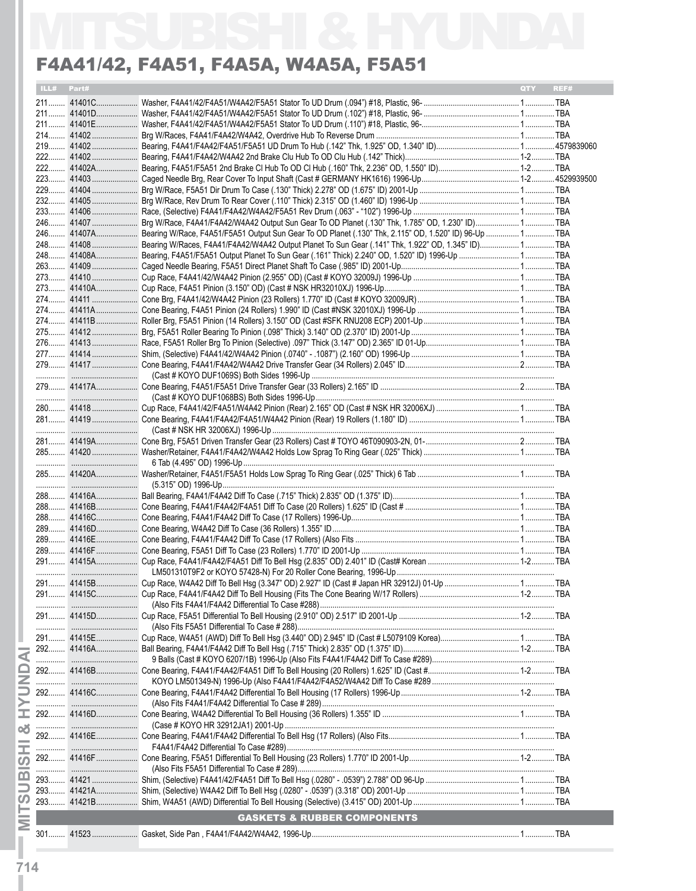# MITSUBISHI & HYUNDAI

## F4A41/42, F4A51, F4A5A, W4A5A, F5A51

| ILL# | Part# | | QTY | REF# |
|---|---|---|---|---|
| 211 | 41401C | Washer, F4A41/42/F4A51/W4A42/F5A51 Stator To UD Drum (.094") #18, Plastic, 96- | 1 | TBA |
| 211 | 41401D | Washer, F4A41/42/F4A51/W4A42/F5A51 Stator To UD Drum (.102") #18, Plastic, 96- | 1 | TBA |
| 211 | 41401E | Washer, F4A41/42/F4A51/W4A42/F5A51 Stator To UD Drum (.110") #18, Plastic, 96- | 1 | TBA |
| 214 | 41402 | Brg W/Races, F4A41/F4A42/W4A42, Overdrive Hub To Reverse Drum | 1 | TBA |
| 219 | 41402 | Bearing, F4A41/F4A42/F4A51/F5A51 UD Drum To Hub (.142" Thk, 1.925" OD, 1.340" ID) | 1 | 4579839060 |
| 222 | 41402 | Bearing, F4A41/F4A42/W4A42 2nd Brake Clu Hub To OD Clu Hub (.142" Thick) | 1-2 | TBA |
| 222 | 41402A | Bearing, F4A51/F5A51 2nd Brake Cl Hub To OD Cl Hub (.160" Thk, 2.236" OD, 1.550" ID) | 1-2 | TBA |
| 223 | 41403 | Caged Needle Brg, Rear Cover To Input Shaft (Cast # GERMANY HK1616) 1996-Up | 1-2 | 4529939500 |
| 229 | 41404 | Brg W/Race, F5A51 Dir Drum To Case (.130" Thick) 2.278" OD (1.675" ID) 2001-Up | 1 | TBA |
| 232 | 41405 | Brg W/Race, Rev Drum To Rear Cover (.110" Thick) 2.315" OD (1.460" ID) 1996-Up | 1 | TBA |
| 233 | 41406 | Race, (Selective) F4A41/F4A42/W4A42/F5A51 Rev Drum (.063" - "102") 1996-Up | 1 | TBA |
| 246 | 41407 | Brg W/Race, F4A41/F4A42/W4A42 Output Sun Gear To OD Planet (.130" Thk, 1.785" OD, 1.230" ID) | 1 | TBA |
| 246 | 41407A | Bearing W/Race, F4A51/F5A51 Output Sun Gear To OD Planet (.130" Thk, 2.115" OD, 1.520" ID) 96-Up | 1 | TBA |
| 248 | 41408 | Bearing W/Races, F4A41/F4A42/W4A42 Output Planet To Sun Gear (.141" Thk, 1.922" OD, 1.345" ID) | 1 | TBA |
| 248 | 41408A | Bearing, F4A51/F5A51 Output Planet To Sun Gear (.161" Thick) 2.240" OD, 1.520" ID) 1996-Up | 1 | TBA |
| 263 | 41409 | Caged Needle Bearing, F5A51 Direct Planet Shaft To Case (.985" ID) 2001-Up | 1 | TBA |
| 273 | 41410 | Cup Race, F4A41/42/W4A42 Pinion (2.955" OD) (Cast # KOYO 32009J) 1996-Up | 1 | TBA |
| 273 | 41410A | Cup Race, F4A51 Pinion (3.150" OD) (Cast # NSK HR32010XJ) 1996-Up | 1 | TBA |
| 274 | 41411 | Cone Brg, F4A41/42/W4A42 Pinion (23 Rollers) 1.770" ID (Cast # KOYO 32009JR) | 1 | TBA |
| 274 | 41411A | Cone Bearing, F4A51 Pinion (24 Rollers) 1.990" ID (Cast #NSK 32010XJ) 1996-Up | 1 | TBA |
| 274 | 41411B | Roller Brg, F5A51 Pinion (14 Rollers) 3.150" OD (Cast #SFK RNU208 ECP) 2001-Up | 1 | TBA |
| 275 | 41412 | Brg, F5A51 Roller Bearing To Pinion (.098" Thick) 3.140" OD (2.370" ID) 2001-Up | 1 | TBA |
| 276 | 41413 | Race, F5A51 Roller Brg To Pinion (Selective) .097" Thick (3.147" OD) 2.365" ID 01-Up | 1 | TBA |
| 277 | 41414 | Shim, (Selective) F4A41/42/W4A42 Pinion (.0740" - .1087") (2.160" OD) 1996-Up | 1 | TBA |
| 279 | 41417 | Cone Bearing, F4A41/F4A42/W4A42 Drive Transfer Gear (34 Rollers) 2.045" ID | 2 | TBA |
| | | (Cast # KOYO DUF1069S) Both Sides 1996-Up | | |
| 279 | 41417A | Cone Bearing, F4A51/F5A51 Drive Transfer Gear (33 Rollers) 2.165" ID | 2 | TBA |
| | | (Cast # KOYO DUF1068BS) Both Sides 1996-Up | | |
| 280 | 41418 | Cup Race, F4A41/42/F4A51/W4A42 Pinion (Rear) 2.165" OD (Cast # NSK HR 32006XJ) | 1 | TBA |
| 281 | 41419 | Cone Bearing, F4A41/F4A42/F4A51/W4A42 Pinion (Rear) 19 Rollers (1.180" ID) | 1 | TBA |
| | | (Cast # NSK HR 32006XJ) 1996-Up | | |
| 281 | 41419A | Cone Brg, F5A51 Driven Transfer Gear (23 Rollers) Cast # TOYO 46T090903-2N, 01- | 2 | TBA |
| 285 | 41420 | Washer/Retainer, F4A41/F4A42/W4A42 Holds Low Sprag To Ring Gear (.025" Thick) | 1 | TBA |
| | | 6 Tab (4.495" OD) 1996-Up | | |
| 285 | 41420A | Washer/Retainer, F4A51/F5A51 Holds Low Sprag To Ring Gear (.025" Thick) 6 Tab | 1 | TBA |
| | | (5.315" OD) 1996-Up | | |
| 288 | 41416A | Ball Bearing, F4A41/F4A42 Diff To Case (.715" Thick) 2.835" OD (1.375" ID) | 1 | TBA |
| 288 | 41416B | Cone Bearing, F4A41/F4A42/F4A51 Diff To Case (20 Rollers) 1.625" ID (Cast # | 1 | TBA |
| 288 | 41416C | Cone Bearing, F4A41/F4A42 Diff To Case (17 Rollers) 1996-Up | 1 | TBA |
| 289 | 41416D | Cone Bearing, W4A42 Diff To Case (36 Rollers) 1.355" ID | 1 | TBA |
| 289 | 41416E | Cone Bearing, F4A41/F4A42 Diff To Case (17 Rollers) (Also Fits | 1 | TBA |
| 289 | 41416F | Cone Bearing, F5A51 Diff To Case (23 Rollers) 1.770" ID 2001-Up | 1 | TBA |
| 291 | 41415A | Cup Race, F4A41/F4A42/F4A51 Diff To Bell Hsg (2.835" OD) 2.401" ID (Cast# Korean | 1-2 | TBA |
| | | LM501310T9F2 or KOYO 57428-N) For 20 Roller Cone Bearing, 1996-Up | | |
| 291 | 41415B | Cup Race, W4A42 Diff To Bell Hsg (3.347" OD) 2.927" ID (Cast # Japan HR 32912J) 01-Up | 1 | TBA |
| 291 | 41415C | Cup Race, F4A41/F4A42 Diff To Bell Housing (Fits The Cone Bearing W/17 Rollers) | 1-2 | TBA |
| | | (Also Fits F4A41/F4A42 Differential To Case #288) | | |
| 291 | 41415D | Cup Race, F5A51 Differential To Bell Housing (2.910" OD) 2.517" ID 2001-Up | 1-2 | TBA |
| | | (Also Fits F5A51 Differential To Case # 288) | | |
| 291 | 41415E | Cup Race, W4A51 (AWD) Diff To Bell Hsg (3.440" OD) 2.945" ID (Cast # L5079109 Korea) | 1 | TBA |
| 292 | 41416A | Ball Bearing, F4A41/F4A42 Diff To Bell Hsg (.715" Thick) 2.835" OD (1.375" ID) | 1-2 | TBA |
| | | 9 Balls (Cast # KOYO 6207/1B) 1996-Up (Also Fits F4A41/F4A42 Diff To Case #289) | | |
| 292 | 41416B | Cone Bearing, F4A41/F4A42/F4A51 Diff To Bell Housing (20 Rollers) 1.625" ID (Cast # | 1-2 | TBA |
| | | KOYO LM501349-N) 1996-Up (Also Fits F4A41/F4A42/F4A52/W4A42 Diff To Case #289 | | |
| 292 | 41416C | Cone Bearing, F4A41/F4A42 Differential To Bell Housing (17 Rollers) 1996-Up | 1-2 | TBA |
| | | (Also Fits F4A41/F4A42 Differential To Case # 289) | | |
| 292 | 41416D | Cone Bearing, W4A42 Differential To Bell Housing (36 Rollers) 1.355" ID | 1 | TBA |
| | | (Case # KOYO HR 32912JA1) 2001-Up | | |
| 292 | 41416E | Cone Bearing, F4A41/F4A42 Differential To Bell Hsg (17 Rollers) (Also Fits | 1 | TBA |
| | | F4A41/F4A42 Differential To Case #289) | | |
| 292 | 41416F | Cone Bearing, F5A51 Differential To Bell Housing (23 Rollers) 1.770" ID 2001-Up | 1-2 | TBA |
| | | (Also Fits F5A51 Differential To Case # 289) | | |
| 293 | 41421 | Shim, (Selective) F4A41/42/F4A51 Diff To Bell Hsg (.0280" - .0539") 2.788" OD 96-Up | 1 | TBA |
| 293 | 41421A | Shim, (Selective) W4A42 Diff To Bell Hsg (.0280" - .0539") (3.318" OD) 2001-Up | 1 | TBA |
| 293 | 41421B | Shim, W4A51 (AWD) Differential To Bell Housing (Selective) (3.415" OD) 2001-Up | 1 | TBA |
| **GASKETS & RUBBER COMPONENTS** | | | | |
| 301 | 41523 | Gasket, Side Pan , F4A41/F4A42/W4A42, 1996-Up | 1 | TBA |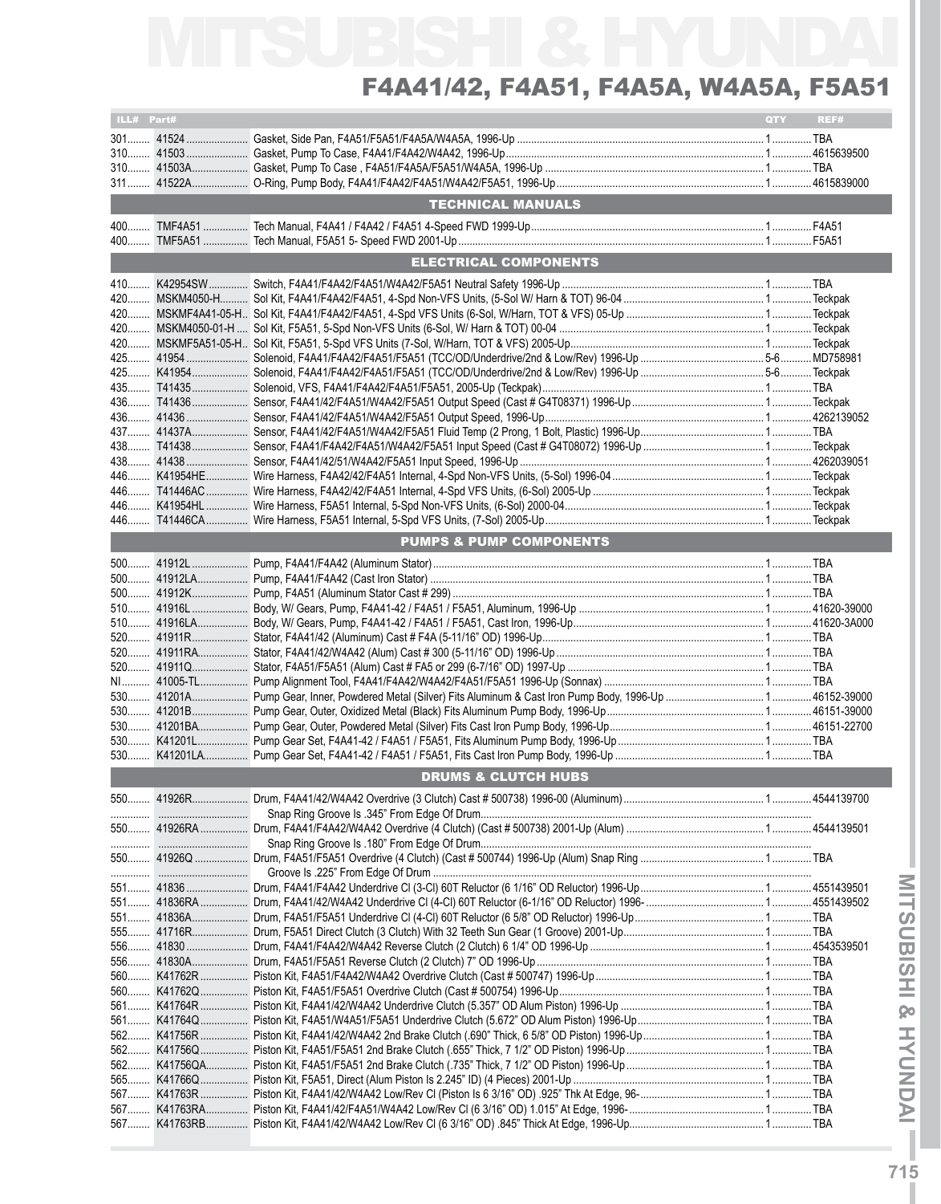# MITSUBISHI & HYUNDAI

## F4A41/42, F4A51, F4A5A, W4A5A, F5A51

| ILL# | Part# | | QTY | REF# |
|---|---|---|---|---|
| 301 | 41524 | Gasket, Side Pan, F4A51/F5A51/F4A5A/W4A5A, 1996-Up | 1 | TBA |
| 310 | 41503 | Gasket, Pump To Case, F4A41/F4A42/W4A42, 1996-Up | 1 | 4615639500 |
| 310 | 41503A | Gasket, Pump To Case , F4A51/F4A5A/F5A51/W4A5A, 1996-Up | 1 | TBA |
| 311 | 41522A | O-Ring, Pump Body, F4A41/F4A42/F4A51/W4A42/F5A51, 1996-Up | 1 | 4615839000 |
| | | **TECHNICAL MANUALS** | | |
| 400 | TMF4A51 | Tech Manual, F4A41 / F4A42 / F4A51 4-Speed FWD 1999-Up | 1 | F4A51 |
| 400 | TMF5A51 | Tech Manual, F5A51 5- Speed FWD 2001-Up | 1 | F5A51 |
| | | **ELECTRICAL COMPONENTS** | | |
| 410 | K42954SW | Switch, F4A41/F4A42/F4A51/W4A42/F5A51 Neutral Safety 1996-Up | 1 | TBA |
| 420 | MSKM4050-H | Sol Kit, F4A41/F4A42/F4A51, 4-Spd Non-VFS Units, (5-Sol W/ Harn & TOT) 96-04 | 1 | Teckpak |
| 420 | MSKMF4A41-05-H | Sol Kit, F4A41/F4A42/F4A51, 4-Spd VFS Units (6-Sol, W/Harn, TOT & VFS) 05-Up | 1 | Teckpak |
| 420 | MSKM4050-01-H | Sol Kit, F5A51, 5-Spd Non-VFS Units (6-Sol, W/ Harn & TOT) 00-04 | 1 | Teckpak |
| 420 | MSKMF5A51-05-H | Sol Kit, F5A51, 5-Spd VFS Units (7-Sol, W/Harn, TOT & VFS) 2005-Up | 1 | Teckpak |
| 425 | 41954 | Solenoid, F4A41/F4A42/F4A51/F5A51 (TCC/OD/Underdrive/2nd & Low/Rev) 1996-Up | 5-6 | MD758981 |
| 425 | K41954 | Solenoid, F4A41/F4A42/F4A51/F5A51 (TCC/OD/Underdrive/2nd & Low/Rev) 1996-Up | 5-6 | Teckpak |
| 435 | T41435 | Solenoid, VFS, F4A41/F4A42/F4A51/F5A51, 2005-Up (Teckpak) | 1 | TBA |
| 436 | T41436 | Sensor, F4A41/42/F4A51/W4A42/F5A51 Output Speed (Cast # G4T08371) 1996-Up | 1 | Teckpak |
| 436 | 41436 | Sensor, F4A41/42/F4A51/W4A42/F5A51 Output Speed, 1996-Up | 1 | 4262139052 |
| 437 | 41437A | Sensor, F4A41/42/F4A51/W4A42/F5A51 Fluid Temp (2 Prong, 1 Bolt, Plastic) 1996-Up | 1 | TBA |
| 438 | T41438 | Sensor, F4A41/F4A42/F4A51/W4A42/F5A51 Input Speed (Cast # G4T08072) 1996-Up | 1 | Teckpak |
| 438 | 41438 | Sensor, F4A41/42/51/W4A42/F5A51 Input Speed, 1996-Up | 1 | 4262039051 |
| 446 | K41954HE | Wire Harness, F4A42/42/F4A51 Internal, 4-Spd Non-VFS Units, (5-Sol) 1996-04 | 1 | Teckpak |
| 446 | T41446AC | Wire Harness, F4A42/42/F4A51 Internal, 4-Spd VFS Units, (6-Sol) 2005-Up | 1 | Teckpak |
| 446 | K41954HL | Wire Harness, F5A51 Internal, 5-Spd Non-VFS Units, (6-Sol) 2000-04 | 1 | Teckpak |
| 446 | T41446CA | Wire Harness, F5A51 Internal, 5-Spd VFS Units, (7-Sol) 2005-Up | 1 | Teckpak |
| | | **PUMPS & PUMP COMPONENTS** | | |
| 500 | 41912L | Pump, F4A41/F4A42 (Aluminum Stator) | 1 | TBA |
| 500 | 41912LA | Pump, F4A41/F4A42 (Cast Iron Stator) | 1 | TBA |
| 500 | 41912K | Pump, F4A51 (Aluminum Stator Cast # 299) | 1 | TBA |
| 510 | 41916L | Body, W/ Gears, Pump, F4A41-42 / F4A51 / F5A51, Aluminum, 1996-Up | 1 | 41620-39000 |
| 510 | 41916LA | Body, W/ Gears, Pump, F4A41-42 / F4A51 / F5A51, Cast Iron, 1996-Up | 1 | 41620-3A000 |
| 520 | 41911R | Stator, F4A41/42 (Aluminum) Cast # F4A (5-11/16" OD) 1996-Up | 1 | TBA |
| 520 | 41911RA | Stator, F4A41/42/W4A42 (Alum) Cast # 300 (5-11/16" OD) 1996-Up | 1 | TBA |
| 520 | 41911Q | Stator, F4A51/F5A51 (Alum) Cast # FA5 or 299 (6-7/16" OD) 1997-Up | 1 | TBA |
| NI | 41005-TL | Pump Alignment Tool, F4A41/F4A42/W4A42/F4A51/F5A51 1996-Up (Sonnax) | 1 | TBA |
| 530 | 41201A | Pump Gear, Inner, Powdered Metal (Silver) Fits Aluminum & Cast Iron Pump Body, 1996-Up | 1 | 46152-39000 |
| 530 | 41201B | Pump Gear, Outer, Oxidized Metal (Black) Fits Aluminum Pump Body, 1996-Up | 1 | 46151-39000 |
| 530 | 41201BA | Pump Gear, Outer, Powdered Metal (Silver) Fits Cast Iron Pump Body, 1996-Up | 1 | 46151-22700 |
| 530 | K41201L | Pump Gear Set, F4A41-42 / F4A51 / F5A51, Fits Aluminum Pump Body, 1996-Up | 1 | TBA |
| 530 | K41201LA | Pump Gear Set, F4A41-42 / F4A51 / F5A51, Fits Cast Iron Pump Body, 1996-Up | 1 | TBA |
| | | **DRUMS & CLUTCH HUBS** | | |
| 550 | 41926R | Drum, F4A41/42/W4A42 Overdrive (3 Clutch) Cast # 500738) 1996-00 (Aluminum) | 1 | 4544139700 |
| | | Snap Ring Groove Is .345" From Edge Of Drum | | |
| 550 | 41926RA | Drum, F4A41/F4A42/W4A42 Overdrive (4 Clutch) (Cast # 500738) 2001-Up (Alum) | 1 | 4544139501 |
| | | Snap Ring Groove Is .180" From Edge Of Drum | | |
| 550 | 41926Q | Drum, F4A51/F5A51 Overdrive (4 Clutch) (Cast # 500744) 1996-Up (Alum) Snap Ring | 1 | TBA |
| | | Groove Is .225" From Edge Of Drum | | |
| 551 | 41836 | Drum, F4A41/F4A42 Underdrive Cl (3-Cl) 60T Reluctor (6 1/16" OD Reluctor) 1996-Up | 1 | 4551439501 |
| 551 | 41836RA | Drum, F4A41/42/W4A42 Underdrive Cl (4-Cl) 60T Reluctor (6-1/16" OD Reluctor) 1996- | 1 | 4551439502 |
| 551 | 41836A | Drum, F4A51/F5A51 Underdrive Cl (4-Cl) 60T Reluctor (6 5/8" OD Reluctor) 1996-Up | 1 | TBA |
| 555 | 41716R | Drum, F5A51 Direct Clutch (3 Clutch) With 32 Teeth Sun Gear (1 Groove) 2001-Up | 1 | TBA |
| 556 | 41830 | Drum, F4A41/F4A42/W4A42 Reverse Clutch (2 Clutch) 6 1/4" OD 1996-Up | 1 | 4543539501 |
| 556 | 41830A | Drum, F4A51/F5A51 Reverse Clutch (2 Clutch) 7" OD 1996-Up | 1 | TBA |
| 560 | K41762R | Piston Kit, F4A51/F4A42/W4A42 Overdrive Clutch (Cast # 500747) 1996-Up | 1 | TBA |
| 560 | K41762Q | Piston Kit, F4A51/F5A51 Overdrive Clutch (Cast # 500754) 1996-Up | 1 | TBA |
| 561 | K41764R | Piston Kit, F4A41/42/W4A42 Underdrive Clutch (5.357" OD Alum Piston) 1996-Up | 1 | TBA |
| 561 | K41764Q | Piston Kit, F4A51/W4A51/F5A51 Underdrive Clutch (5.672" OD Alum Piston) 1996-Up | 1 | TBA |
| 562 | K41756R | Piston Kit, F4A41/42/W4A42 2nd Brake Clutch (.690" Thick, 6 5/8" OD Piston) 1996-Up | 1 | TBA |
| 562 | K41756Q | Piston Kit, F4A51/F5A51 2nd Brake Clutch (.655" Thick, 7 1/2" OD Piston) 1996-Up | 1 | TBA |
| 562 | K41756QA | Piston Kit, F4A51/F5A51 2nd Brake Clutch (.735" Thick, 7 1/2" OD Piston) 1996-Up | 1 | TBA |
| 565 | K41766Q | Piston Kit, F5A51, Direct (Alum Piston Is 2.245" ID) (4 Pieces) 2001-Up | 1 | TBA |
| 567 | K41763R | Piston Kit, F4A41/42/W4A42 Low/Rev Cl (Piston Is 6 3/16" OD) .925" Thk At Edge, 96- | 1 | TBA |
| 567 | K41763RA | Piston Kit, F4A41/42/F4A51/W4A42 Low/Rev Cl (6 3/16" OD) 1.015" At Edge, 1996- | 1 | TBA |
| 567 | K41763RB | Piston Kit, F4A41/42/W4A42 Low/Rev Cl (6 3/16" OD) .845" Thick At Edge, 1996-Up | 1 | TBA |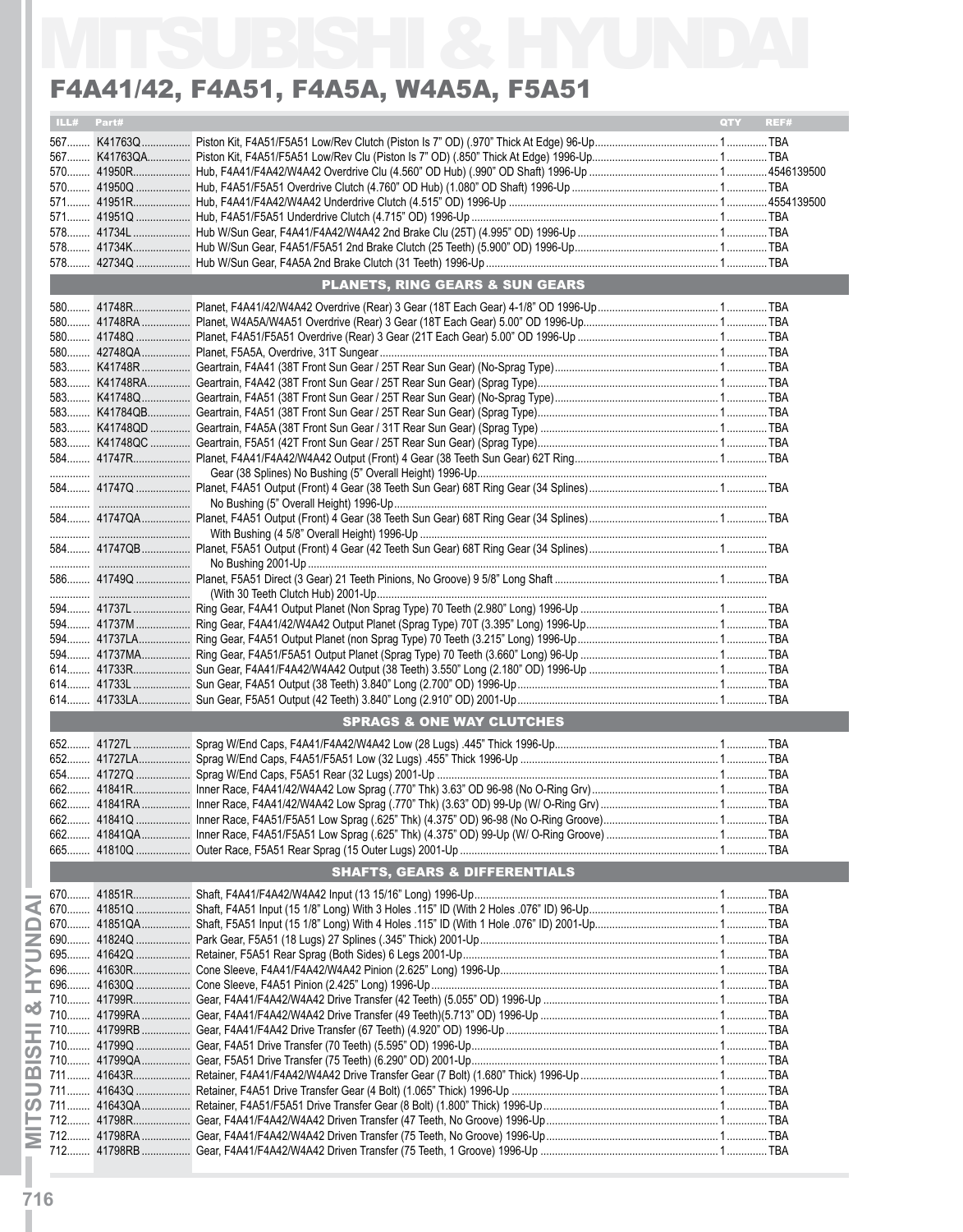# MITSUBISHI & HYUNDAI

## F4A41/42, F4A51, F4A5A, W4A5A, F5A51

| ILL# | Part# | | QTY | REF# |
|---|---|---|---|---|
| 567 | K41763Q | Piston Kit, F4A51/F5A51 Low/Rev Clutch (Piston Is 7" OD) (.970" Thick At Edge) 96-Up | 1 | TBA |
| 567 | K41763QA | Piston Kit, F4A51/F5A51 Low/Rev Clu (Piston Is 7" OD) (.850" Thick At Edge) 1996-Up | 1 | TBA |
| 570 | 41950R | Hub, F4A41/F4A42/W4A42 Overdrive Clu (4.560" OD Hub) (.990" OD Shaft) 1996-Up | 1 | 4546139500 |
| 570 | 41950Q | Hub, F4A51/F5A51 Overdrive Clutch (4.760" OD Hub) (1.080" OD Shaft) 1996-Up | 1 | TBA |
| 571 | 41951R | Hub, F4A41/F4A42/W4A42 Underdrive Clutch (4.515" OD) 1996-Up | 1 | 4554139500 |
| 571 | 41951Q | Hub, F4A51/F5A51 Underdrive Clutch (4.715" OD) 1996-Up | 1 | TBA |
| 578 | 41734L | Hub W/Sun Gear, F4A41/F4A42/W4A42 2nd Brake Clu (25T) (4.995" OD) 1996-Up | 1 | TBA |
| 578 | 41734K | Hub W/Sun Gear, F4A51/F5A51 2nd Brake Clutch (25 Teeth) (5.900" OD) 1996-Up | 1 | TBA |
| 578 | 42734Q | Hub W/Sun Gear, F4A5A 2nd Brake Clutch (31 Teeth) 1996-Up | 1 | TBA |
| | | **PLANETS, RING GEARS & SUN GEARS** | | |
| 580 | 41748R | Planet, F4A41/42/W4A42 Overdrive (Rear) 3 Gear (18T Each Gear) 4-1/8" OD 1996-Up | 1 | TBA |
| 580 | 41748RA | Planet, W4A5A/W4A51 Overdrive (Rear) 3 Gear (18T Each Gear) 5.00" OD 1996-Up | 1 | TBA |
| 580 | 41748Q | Planet, F4A51/F5A51 Overdrive (Rear) 3 Gear (21T Each Gear) 5.00" OD 1996-Up | 1 | TBA |
| 580 | 42748QA | Planet, F5A5A, Overdrive, 31T Sungear | 1 | TBA |
| 583 | K41748R | Geartrain, F4A41 (38T Front Sun Gear / 25T Rear Sun Gear) (No-Sprag Type) | 1 | TBA |
| 583 | K41748RA | Geartrain, F4A42 (38T Front Sun Gear / 25T Rear Sun Gear) (Sprag Type) | 1 | TBA |
| 583 | K41748Q | Geartrain, F4A51 (38T Front Sun Gear / 25T Rear Sun Gear) (No-Sprag Type) | 1 | TBA |
| 583 | K41784QB | Geartrain, F4A51 (38T Front Sun Gear / 25T Rear Sun Gear) (Sprag Type) | 1 | TBA |
| 583 | K41748QD | Geartrain, F4A5A (38T Front Sun Gear / 31T Rear Sun Gear) (Sprag Type) | 1 | TBA |
| 583 | K41748QC | Geartrain, F5A51 (42T Front Sun Gear / 25T Rear Sun Gear) (Sprag Type) | 1 | TBA |
| 584 | 41747R | Planet, F4A41/F4A42/W4A42 Output (Front) 4 Gear (38 Teeth Sun Gear) 62T Ring Gear (38 Splines) No Bushing (5" Overall Height) 1996-Up | 1 | TBA |
| 584 | 41747Q | Planet, F4A51 Output (Front) 4 Gear (38 Teeth Sun Gear) 68T Ring Gear (34 Splines) No Bushing (5" Overall Height) 1996-Up | 1 | TBA |
| 584 | 41747QA | Planet, F4A51 Output (Front) 4 Gear (38 Teeth Sun Gear) 68T Ring Gear (34 Splines) With Bushing (4 5/8" Overall Height) 1996-Up | 1 | TBA |
| 584 | 41747QB | Planet, F5A51 Output (Front) 4 Gear (42 Teeth Sun Gear) 68T Ring Gear (34 Splines) No Bushing 2001-Up | 1 | TBA |
| 586 | 41749Q | Planet, F5A51 Direct (3 Gear) 21 Teeth Pinions, No Groove) 9 5/8" Long Shaft (With 30 Teeth Clutch Hub) 2001-Up | 1 | TBA |
| 594 | 41737L | Ring Gear, F4A41 Output Planet (Non Sprag Type) 70 Teeth (2.980" Long) 1996-Up | 1 | TBA |
| 594 | 41737M | Ring Gear, F4A41/42/W4A42 Output Planet (Sprag Type) 70T (3.395" Long) 1996-Up | 1 | TBA |
| 594 | 41737LA | Ring Gear, F4A51 Output Planet (non Sprag Type) 70 Teeth (3.215" Long) 1996-Up | 1 | TBA |
| 594 | 41737MA | Ring Gear, F4A51/F5A51 Output Planet (Sprag Type) 70 Teeth (3.660" Long) 96-Up | 1 | TBA |
| 614 | 41733R | Sun Gear, F4A41/F4A42/W4A42 Output (38 Teeth) 3.550" Long (2.180" OD) 1996-Up | 1 | TBA |
| 614 | 41733L | Sun Gear, F4A51 Output (38 Teeth) 3.840" Long (2.700" OD) 1996-Up | 1 | TBA |
| 614 | 41733LA | Sun Gear, F5A51 Output (42 Teeth) 3.840" Long (2.910" OD) 2001-Up | 1 | TBA |
| | | **SPRAGS & ONE WAY CLUTCHES** | | |
| 652 | 41727L | Sprag W/End Caps, F4A41/F4A42/W4A42 Low (28 Lugs) .445" Thick 1996-Up | 1 | TBA |
| 652 | 41727LA | Sprag W/End Caps, F4A51/F5A51 Low (32 Lugs) .455" Thick 1996-Up | 1 | TBA |
| 654 | 41727Q | Sprag W/End Caps, F5A51 Rear (32 Lugs) 2001-Up | 1 | TBA |
| 662 | 41841R | Inner Race, F4A41/42/W4A42 Low Sprag (.770" Thk) 3.63" OD 96-98 (No O-Ring Grv) | 1 | TBA |
| 662 | 41841RA | Inner Race, F4A41/42/W4A42 Low Sprag (.770" Thk) (3.63" OD) 99-Up (W/ O-Ring Grv) | 1 | TBA |
| 662 | 41841Q | Inner Race, F4A51/F5A51 Low Sprag (.625" Thk) (4.375" OD) 96-98 (No O-Ring Groove) | 1 | TBA |
| 662 | 41841QA | Inner Race, F4A51/F5A51 Low Sprag (.625" Thk) (4.375" OD) 99-Up (W/ O-Ring Groove) | 1 | TBA |
| 665 | 41810Q | Outer Race, F5A51 Rear Sprag (15 Outer Lugs) 2001-Up | 1 | TBA |
| | | **SHAFTS, GEARS & DIFFERENTIALS** | | |
| 670 | 41851R | Shaft, F4A41/F4A42/W4A42 Input (13 15/16" Long) 1996-Up | 1 | TBA |
| 670 | 41851Q | Shaft, F4A51 Input (15 1/8" Long) With 3 Holes .115" ID (With 2 Holes .076" ID) 96-Up | 1 | TBA |
| 670 | 41851QA | Shaft, F5A51 Input (15 1/8" Long) With 4 Holes .115" ID (With 1 Hole .076" ID) 2001-Up | 1 | TBA |
| 690 | 41824Q | Park Gear, F5A51 (18 Lugs) 27 Splines (.345" Thick) 2001-Up | 1 | TBA |
| 695 | 41642Q | Retainer, F5A51 Rear Sprag (Both Sides) 6 Legs 2001-Up | 1 | TBA |
| 696 | 41630R | Cone Sleeve, F4A41/F4A42/W4A42 Pinion (2.625" Long) 1996-Up | 1 | TBA |
| 696 | 41630Q | Cone Sleeve, F4A51 Pinion (2.425" Long) 1996-Up | 1 | TBA |
| 710 | 41799R | Gear, F4A41/F4A42/W4A42 Drive Transfer (42 Teeth) (5.055" OD) 1996-Up | 1 | TBA |
| 710 | 41799RA | Gear, F4A41/F4A42/W4A42 Drive Transfer (49 Teeth)(5.713" OD) 1996-Up | 1 | TBA |
| 710 | 41799RB | Gear, F4A41/F4A42 Drive Transfer (67 Teeth) (4.920" OD) 1996-Up | 1 | TBA |
| 710 | 41799Q | Gear, F4A51 Drive Transfer (70 Teeth) (5.595" OD) 1996-Up | 1 | TBA |
| 710 | 41799QA | Gear, F5A51 Drive Transfer (75 Teeth) (6.290" OD) 2001-Up | 1 | TBA |
| 711 | 41643R | Retainer, F4A41/F4A42/W4A42 Drive Transfer Gear (7 Bolt) (1.680" Thick) 1996-Up | 1 | TBA |
| 711 | 41643Q | Retainer, F4A51 Drive Transfer Gear (4 Bolt) (1.065" Thick) 1996-Up | 1 | TBA |
| 711 | 41643QA | Retainer, F4A51/F5A51 Drive Transfer Gear (8 Bolt) (1.800" Thick) 1996-Up | 1 | TBA |
| 712 | 41798R | Gear, F4A41/F4A42/W4A42 Driven Transfer (47 Teeth, No Groove) 1996-Up | 1 | TBA |
| 712 | 41798RA | Gear, F4A41/F4A42/W4A42 Driven Transfer (75 Teeth, No Groove) 1996-Up | 1 | TBA |
| 712 | 41798RB | Gear, F4A41/F4A42/W4A42 Driven Transfer (75 Teeth, 1 Groove) 1996-Up | 1 | TBA |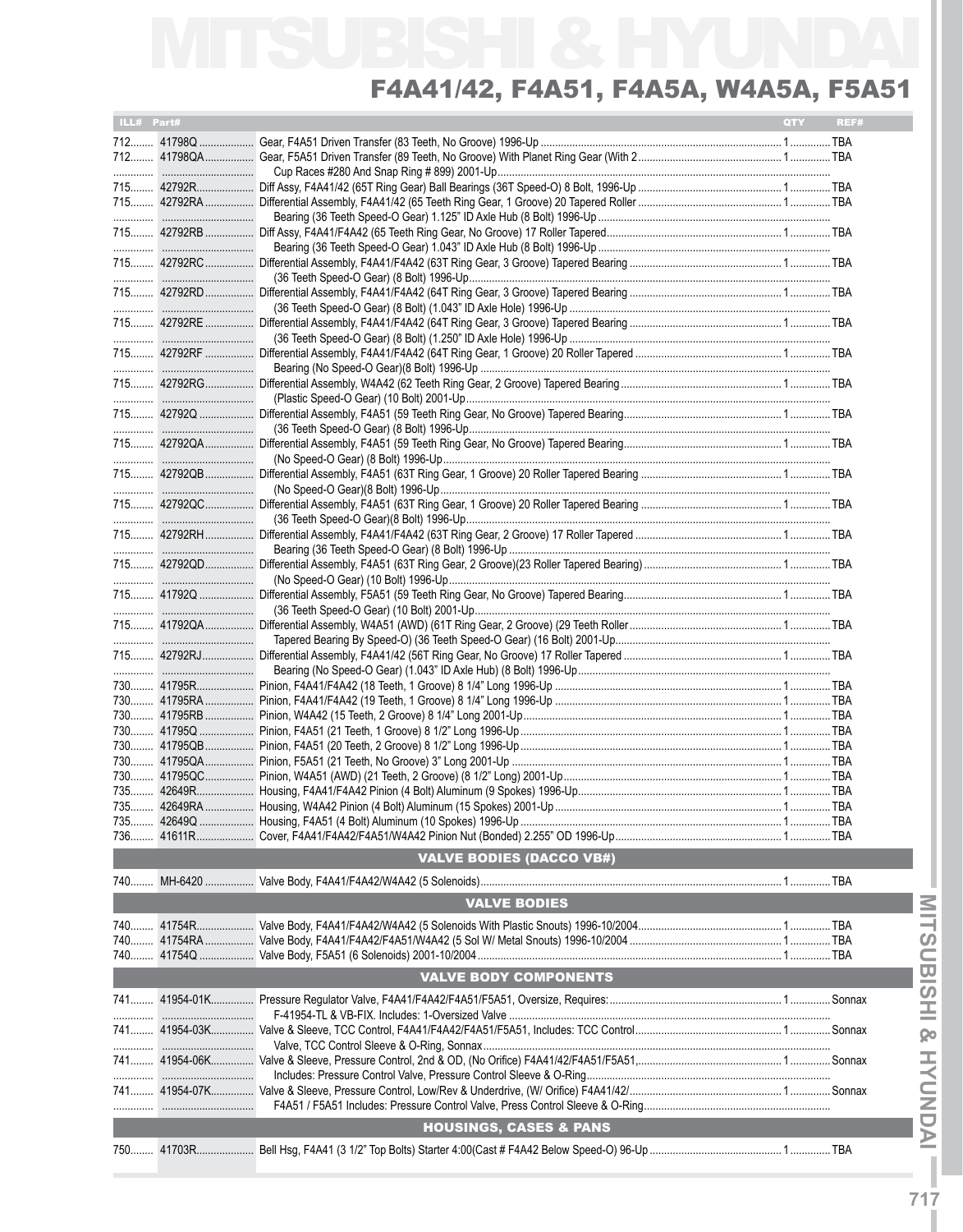# MITSUBISHI & HYUNDAI

## F4A41/42, F4A51, F4A5A, W4A5A, F5A51

| ILL# | Part# | | QTY | REF# |
|---|---|---|---|---|
| 712 | 41798Q | Gear, F4A51 Driven Transfer (83 Teeth, No Groove) 1996-Up | 1 | TBA |
| 712 | 41798QA | Gear, F5A51 Driven Transfer (89 Teeth, No Groove) With Planet Ring Gear (With 2 Cup Races #280 And Snap Ring # 899) 2001-Up | 1 | TBA |
| 715 | 42792R | Diff Assy, F4A41/42 (65T Ring Gear) Ball Bearings (36T Speed-O) 8 Bolt, 1996-Up | 1 | TBA |
| 715 | 42792RA | Differential Assembly, F4A41/42 (65 Teeth Ring Gear, 1 Groove) 20 Tapered Roller Bearing (36 Teeth Speed-O Gear) 1.125" ID Axle Hub (8 Bolt) 1996-Up | 1 | TBA |
| 715 | 42792RB | Diff Assy, F4A41/F4A42 (65 Teeth Ring Gear, No Groove) 17 Roller Tapered Bearing (36 Teeth Speed-O Gear) 1.043" ID Axle Hub (8 Bolt) 1996-Up | 1 | TBA |
| 715 | 42792RC | Differential Assembly, F4A41/F4A42 (63T Ring Gear, 3 Groove) Tapered Bearing (36 Teeth Speed-O Gear) (8 Bolt) 1996-Up | 1 | TBA |
| 715 | 42792RD | Differential Assembly, F4A41/F4A42 (64T Ring Gear, 3 Groove) Tapered Bearing (36 Teeth Speed-O Gear) (8 Bolt) (1.043" ID Axle Hole) 1996-Up | 1 | TBA |
| 715 | 42792RE | Differential Assembly, F4A41/F4A42 (64T Ring Gear, 3 Groove) Tapered Bearing (36 Teeth Speed-O Gear) (8 Bolt) (1.250" ID Axle Hole) 1996-Up | 1 | TBA |
| 715 | 42792RF | Differential Assembly, F4A41/F4A42 (64T Ring Gear, 1 Groove) 20 Roller Tapered Bearing (No Speed-O Gear)(8 Bolt) 1996-Up | 1 | TBA |
| 715 | 42792RG | Differential Assembly, W4A42 (62 Teeth Ring Gear, 2 Groove) Tapered Bearing (Plastic Speed-O Gear) (10 Bolt) 2001-Up | 1 | TBA |
| 715 | 42792Q | Differential Assembly, F4A51 (59 Teeth Ring Gear, No Groove) Tapered Bearing (36 Teeth Speed-O Gear) (8 Bolt) 1996-Up | 1 | TBA |
| 715 | 42792QA | Differential Assembly, F4A51 (59 Teeth Ring Gear, No Groove) Tapered Bearing (No Speed-O Gear) (8 Bolt) 1996-Up | 1 | TBA |
| 715 | 42792QB | Differential Assembly, F4A51 (63T Ring Gear, 1 Groove) 20 Roller Tapered Bearing (No Speed-O Gear)(8 Bolt) 1996-Up | 1 | TBA |
| 715 | 42792QC | Differential Assembly, F4A51 (63T Ring Gear, 1 Groove) 20 Roller Tapered Bearing (36 Teeth Speed-O Gear)(8 Bolt) 1996-Up | 1 | TBA |
| 715 | 42792RH | Differential Assembly, F4A41/F4A42 (63T Ring Gear, 2 Groove) 17 Roller Tapered Bearing (36 Teeth Speed-O Gear) (8 Bolt) 1996-Up | 1 | TBA |
| 715 | 42792QD | Differential Assembly, F4A51 (63T Ring Gear, 2 Groove)(23 Roller Tapered Bearing) (No Speed-O Gear) (10 Bolt) 1996-Up | 1 | TBA |
| 715 | 41792Q | Differential Assembly, F5A51 (59 Teeth Ring Gear, No Groove) Tapered Bearing (36 Teeth Speed-O Gear) (10 Bolt) 2001-Up | 1 | TBA |
| 715 | 41792QA | Differential Assembly, W4A51 (AWD) (61T Ring Gear, 2 Groove) (29 Teeth Roller Tapered Bearing By Speed-O) (36 Teeth Speed-O Gear) (16 Bolt) 2001-Up | 1 | TBA |
| 715 | 42792RJ | Differential Assembly, F4A41/42 (56T Ring Gear, No Groove) 17 Roller Tapered Bearing (No Speed-O Gear) (1.043" ID Axle Hub) (8 Bolt) 1996-Up | 1 | TBA |
| 730 | 41795R | Pinion, F4A41/F4A42 (18 Teeth, 1 Groove) 8 1/4" Long 1996-Up | 1 | TBA |
| 730 | 41795RA | Pinion, F4A41/F4A42 (19 Teeth, 1 Groove) 8 1/4" Long 1996-Up | 1 | TBA |
| 730 | 41795RB | Pinion, W4A42 (15 Teeth, 2 Groove) 8 1/4" Long 2001-Up | 1 | TBA |
| 730 | 41795Q | Pinion, F4A51 (21 Teeth, 1 Groove) 8 1/2" Long 1996-Up | 1 | TBA |
| 730 | 41795QB | Pinion, F4A51 (20 Teeth, 2 Groove) 8 1/2" Long 1996-Up | 1 | TBA |
| 730 | 41795QA | Pinion, F5A51 (21 Teeth, No Groove) 3" Long 2001-Up | 1 | TBA |
| 730 | 41795QC | Pinion, W4A51 (AWD) (21 Teeth, 2 Groove) (8 1/2" Long) 2001-Up | 1 | TBA |
| 735 | 42649R | Housing, F4A41/F4A42 Pinion (4 Bolt) Aluminum (9 Spokes) 1996-Up | 1 | TBA |
| 735 | 42649RA | Housing, W4A42 Pinion (4 Bolt) Aluminum (15 Spokes) 2001-Up | 1 | TBA |
| 735 | 42649Q | Housing, F4A51 (4 Bolt) Aluminum (10 Spokes) 1996-Up | 1 | TBA |
| 736 | 41611R | Cover, F4A41/F4A42/F4A51/W4A42 Pinion Nut (Bonded) 2.255" OD 1996-Up | 1 | TBA |
| | | **VALVE BODIES (DACCO VB#)** | | |
| 740 | MH-6420 | Valve Body, F4A41/F4A42/W4A42 (5 Solenoids) | 1 | TBA |
| | | **VALVE BODIES** | | |
| 740 | 41754R | Valve Body, F4A41/F4A42/W4A42 (5 Solenoids With Plastic Snouts) 1996-10/2004 | 1 | TBA |
| 740 | 41754RA | Valve Body, F4A41/F4A42/F4A51/W4A42 (5 Sol W/ Metal Snouts) 1996-10/2004 | 1 | TBA |
| 740 | 41754Q | Valve Body, F5A51 (6 Solenoids) 2001-10/2004 | 1 | TBA |
| | | **VALVE BODY COMPONENTS** | | |
| 741 | 41954-01K | Pressure Regulator Valve, F4A41/F4A42/F4A51/F5A51, Oversize, Requires: F-41954-TL & VB-FIX. Includes: 1-Oversized Valve | 1 | Sonnax |
| 741 | 41954-03K | Valve & Sleeve, TCC Control, F4A41/F4A42/F4A51/F5A51, Includes: TCC Control Valve, TCC Control Sleeve & O-Ring, Sonnax | 1 | Sonnax |
| 741 | 41954-06K | Valve & Sleeve, Pressure Control, 2nd & OD, (No Orifice) F4A41/42/F4A51/F5A51, Includes: Pressure Control Valve, Pressure Control Sleeve & O-Ring | 1 | Sonnax |
| 741 | 41954-07K | Valve & Sleeve, Pressure Control, Low/Rev & Underdrive, (W/ Orifice) F4A41/42/ F4A51 / F5A51 Includes: Pressure Control Valve, Press Control Sleeve & O-Ring | 1 | Sonnax |
| | | **HOUSINGS, CASES & PANS** | | |
| 750 | 41703R | Bell Hsg, F4A41 (3 1/2" Top Bolts) Starter 4:00(Cast # F4A42 Below Speed-O) 96-Up | 1 | TBA |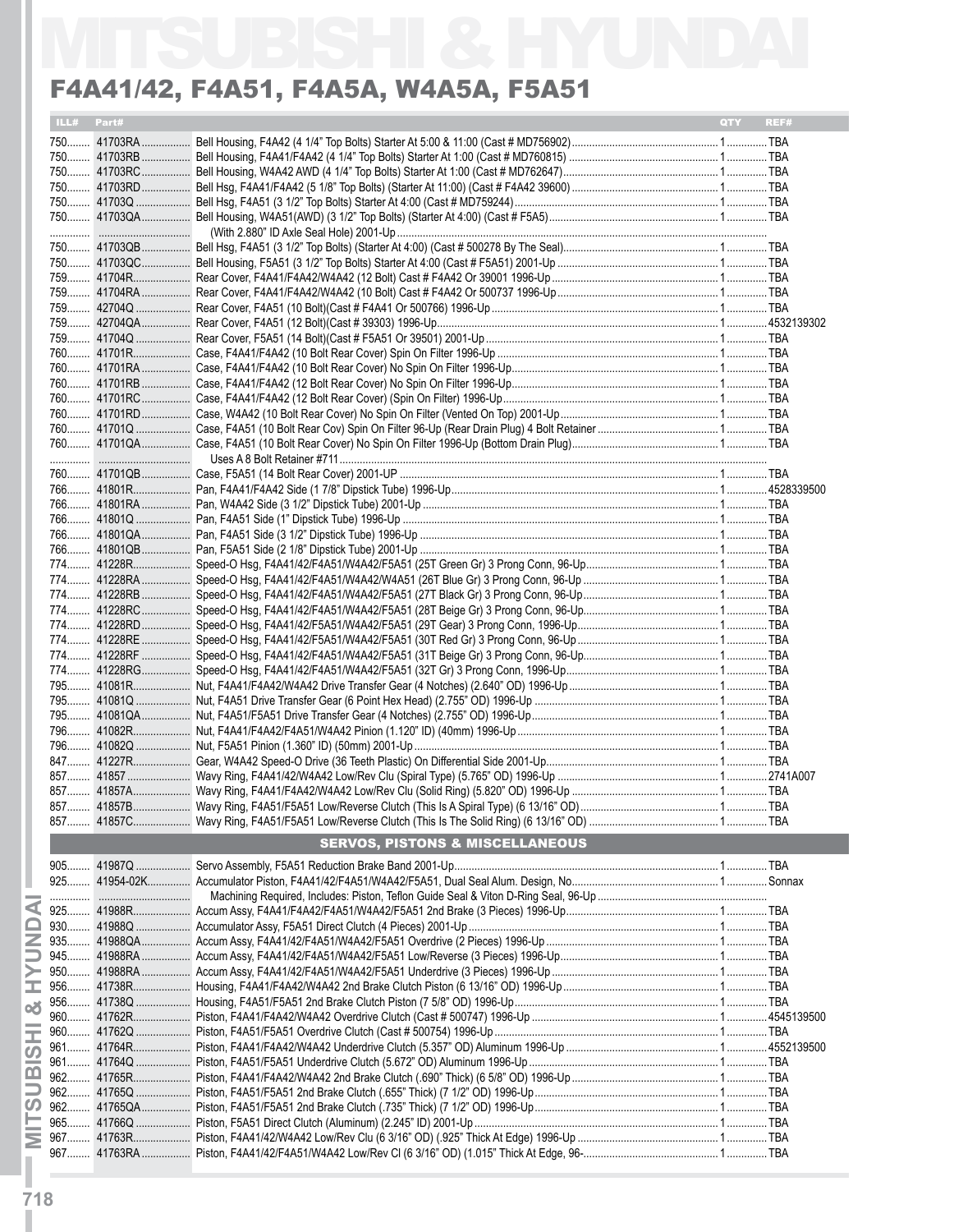# MITSUBISHI & HYUNDAI

## F4A41/42, F4A51, F4A5A, W4A5A, F5A51

| ILL# | Part# | | QTY | REF# |
|---|---|---|---|---|
| 750 | 41703RA | Bell Housing, F4A42 (4 1/4" Top Bolts) Starter At 5:00 & 11:00 (Cast # MD756902) | 1 | TBA |
| 750 | 41703RB | Bell Housing, F4A41/F4A42 (4 1/4" Top Bolts) Starter At 1:00 (Cast # MD760815) | 1 | TBA |
| 750 | 41703RC | Bell Housing, W4A42 AWD (4 1/4" Top Bolts) Starter At 1:00 (Cast # MD762647) | 1 | TBA |
| 750 | 41703RD | Bell Hsg, F4A41/F4A42 (5 1/8" Top Bolts) Starter At 11:00) (Cast # F4A42 39600) | 1 | TBA |
| 750 | 41703Q | Bell Hsg, F4A51 (3 1/2" Top Bolts) Starter At 4:00 (Cast # MD759244) | 1 | TBA |
| 750 | 41703QA | Bell Housing, W4A51(AWD) (3 1/2" Top Bolts) (Starter At 4:00) (Cast # F5A5) | 1 | TBA |
| | | (With 2.880" ID Axle Seal Hole) 2001-Up | | |
| 750 | 41703QB | Bell Hsg, F4A51 (3 1/2" Top Bolts) (Starter At 4:00) (Cast # 500278 By The Seal) | 1 | TBA |
| 750 | 41703QC | Bell Housing, F5A51 (3 1/2" Top Bolts) Starter At 4:00 (Cast # F5A51) 2001-Up | 1 | TBA |
| 759 | 41704R | Rear Cover, F4A41/F4A42/W4A42 (12 Bolt) Cast # F4A42 Or 39001 1996-Up | 1 | TBA |
| 759 | 41704RA | Rear Cover, F4A41/F4A42/W4A42 (10 Bolt) Cast # F4A42 Or 500737 1996-Up | 1 | TBA |
| 759 | 42704Q | Rear Cover, F4A51 (10 Bolt)(Cast # F4A41 Or 500766) 1996-Up | 1 | TBA |
| 759 | 42704QA | Rear Cover, F4A51 (12 Bolt)(Cast # 39303) 1996-Up | 1 | 4532139302 |
| 759 | 41704Q | Rear Cover, F5A51 (14 Bolt)(Cast # F5A51 Or 39501) 2001-Up | 1 | TBA |
| 760 | 41701R | Case, F4A41/F4A42 (10 Bolt Rear Cover) Spin On Filter 1996-Up | 1 | TBA |
| 760 | 41701RA | Case, F4A41/F4A42 (10 Bolt Rear Cover) No Spin On Filter 1996-Up | 1 | TBA |
| 760 | 41701RB | Case, F4A41/F4A42 (12 Bolt Rear Cover) No Spin On Filter 1996-Up | 1 | TBA |
| 760 | 41701RC | Case, F4A41/F4A42 (12 Bolt Rear Cover) (Spin On Filter) 1996-Up | 1 | TBA |
| 760 | 41701RD | Case, W4A42 (10 Bolt Rear Cover) No Spin On Filter (Vented On Top) 2001-Up | 1 | TBA |
| 760 | 41701Q | Case, F4A51 (10 Bolt Rear Cov) Spin On Filter 96-Up (Rear Drain Plug) 4 Bolt Retainer | 1 | TBA |
| 760 | 41701QA | Case, F4A51 (10 Bolt Rear Cover) No Spin On Filter 1996-Up (Bottom Drain Plug) | 1 | TBA |
| | | Uses A 8 Bolt Retainer #711 | | |
| 760 | 41701QB | Case, F5A51 (14 Bolt Rear Cover) 2001-UP | 1 | TBA |
| 766 | 41801R | Pan, F4A41/F4A42 Side (1 7/8" Dipstick Tube) 1996-Up | 1 | 4528339500 |
| 766 | 41801RA | Pan, W4A42 Side (3 1/2" Dipstick Tube) 2001-Up | 1 | TBA |
| 766 | 41801Q | Pan, F4A51 Side (1" Dipstick Tube) 1996-Up | 1 | TBA |
| 766 | 41801QA | Pan, F4A51 Side (3 1/2" Dipstick Tube) 1996-Up | 1 | TBA |
| 766 | 41801QB | Pan, F5A51 Side (2 1/8" Dipstick Tube) 2001-Up | 1 | TBA |
| 774 | 41228R | Speed-O Hsg, F4A41/42/F4A51/W4A42/F5A51 (25T Green Gr) 3 Prong Conn, 96-Up | 1 | TBA |
| 774 | 41228RA | Speed-O Hsg, F4A41/42/F4A51/W4A42/W4A51 (26T Blue Gr) 3 Prong Conn, 96-Up | 1 | TBA |
| 774 | 41228RB | Speed-O Hsg, F4A41/42/F4A51/W4A42/F5A51 (27T Black Gr) 3 Prong Conn, 96-Up | 1 | TBA |
| 774 | 41228RC | Speed-O Hsg, F4A41/42/F4A51/W4A42/F5A51 (28T Beige Gr) 3 Prong Conn, 96-Up | 1 | TBA |
| 774 | 41228RD | Speed-O Hsg, F4A41/42/F5A51/W4A42/F5A51 (29T Gear) 3 Prong Conn, 1996-Up | 1 | TBA |
| 774 | 41228RE | Speed-O Hsg, F4A41/42/F5A51/W4A42/F5A51 (30T Red Gr) 3 Prong Conn, 96-Up | 1 | TBA |
| 774 | 41228RF | Speed-O Hsg, F4A41/42/F4A51/W4A42/F5A51 (31T Beige Gr) 3 Prong Conn, 96-Up | 1 | TBA |
| 774 | 41228RG | Speed-O Hsg, F4A41/42/F4A51/W4A42/F5A51 (32T Gr) 3 Prong Conn, 1996-Up | 1 | TBA |
| 795 | 41081R | Nut, F4A41/F4A42/W4A42 Drive Transfer Gear (4 Notches) (2.640" OD) 1996-Up | 1 | TBA |
| 795 | 41081Q | Nut, F4A51 Drive Transfer Gear (6 Point Hex Head) (2.755" OD) 1996-Up | 1 | TBA |
| 795 | 41081QA | Nut, F4A51/F5A51 Drive Transfer Gear (4 Notches) (2.755" OD) 1996-Up | 1 | TBA |
| 796 | 41082R | Nut, F4A41/F4A42/F4A51/W4A42 Pinion (1.120" ID) (40mm) 1996-Up | 1 | TBA |
| 796 | 41082Q | Nut, F5A51 Pinion (1.360" ID) (50mm) 2001-Up | 1 | TBA |
| 847 | 41227R | Gear, W4A42 Speed-O Drive (36 Teeth Plastic) On Differential Side 2001-Up | 1 | TBA |
| 857 | 41857 | Wavy Ring, F4A41/42/W4A42 Low/Rev Clu (Spiral Type) (5.765" OD) 1996-Up | 1 | 2741A007 |
| 857 | 41857A | Wavy Ring, F4A41/F4A42/W4A42 Low/Rev Clu (Solid Ring) (5.820" OD) 1996-Up | 1 | TBA |
| 857 | 41857B | Wavy Ring, F4A51/F5A51 Low/Reverse Clutch (This Is A Spiral Type) (6 13/16" OD) | 1 | TBA |
| 857 | 41857C | Wavy Ring, F4A51/F5A51 Low/Reverse Clutch (This Is The Solid Ring) (6 13/16" OD) | 1 | TBA |

### SERVOS, PISTONS & MISCELLANEOUS

| ILL# | Part# | | QTY | REF# |
|---|---|---|---|---|
| 905 | 41987Q | Servo Assembly, F5A51 Reduction Brake Band 2001-Up | 1 | TBA |
| 925 | 41954-02K | Accumulator Piston, F4A41/42/F4A51/W4A42/F5A51, Dual Seal Alum. Design, No | 1 | Sonnax |
| | | Machining Required, Includes: Piston, Teflon Guide Seal & Viton D-Ring Seal, 96-Up | | |
| 925 | 41988R | Accum Assy, F4A41/F4A42/F4A51/W4A42/F5A51 2nd Brake (3 Pieces) 1996-Up | 1 | TBA |
| 930 | 41988Q | Accumulator Assy, F5A51 Direct Clutch (4 Pieces) 2001-Up | 1 | TBA |
| 935 | 41988QA | Accum Assy, F4A41/42/F4A51/W4A42/F5A51 Overdrive (2 Pieces) 1996-Up | 1 | TBA |
| 945 | 41988RA | Accum Assy, F4A41/42/F4A51/W4A42/F5A51 Low/Reverse (3 Pieces) 1996-Up | 1 | TBA |
| 950 | 41988RA | Accum Assy, F4A41/42/F4A51/W4A42/F5A51 Underdrive (3 Pieces) 1996-Up | 1 | TBA |
| 956 | 41738R | Housing, F4A41/F4A42/W4A42 2nd Brake Clutch Piston (6 13/16" OD) 1996-Up | 1 | TBA |
| 956 | 41738Q | Housing, F4A51/F5A51 2nd Brake Clutch Piston (7 5/8" OD) 1996-Up | 1 | TBA |
| 960 | 41762R | Piston, F4A41/F4A42/W4A42 Overdrive Clutch (Cast # 500747) 1996-Up | 1 | 4545139500 |
| 960 | 41762Q | Piston, F4A51/F5A51 Overdrive Clutch (Cast # 500754) 1996-Up | 1 | TBA |
| 961 | 41764R | Piston, F4A41/F4A42/W4A42 Underdrive Clutch (5.357" OD) Aluminum 1996-Up | 1 | 4552139500 |
| 961 | 41764Q | Piston, F4A51/F5A51 Underdrive Clutch (5.672" OD) Aluminum 1996-Up | 1 | TBA |
| 962 | 41765R | Piston, F4A41/F4A42/W4A42 2nd Brake Clutch (.690" Thick) (6 5/8" OD) 1996-Up | 1 | TBA |
| 962 | 41765Q | Piston, F4A51/F5A51 2nd Brake Clutch (.655" Thick) (7 1/2" OD) 1996-Up | 1 | TBA |
| 962 | 41765QA | Piston, F4A51/F5A51 2nd Brake Clutch (.735" Thick) (7 1/2" OD) 1996-Up | 1 | TBA |
| 965 | 41766Q | Piston, F5A51 Direct Clutch (Aluminum) (2.245" ID) 2001-Up | 1 | TBA |
| 967 | 41763R | Piston, F4A41/42/W4A42 Low/Rev Clu (6 3/16" OD) (.925" Thick At Edge) 1996-Up | 1 | TBA |
| 967 | 41763RA | Piston, F4A41/42/F4A51/W4A42 Low/Rev Cl (6 3/16" OD) (1.015" Thick At Edge, 96- | 1 | TBA |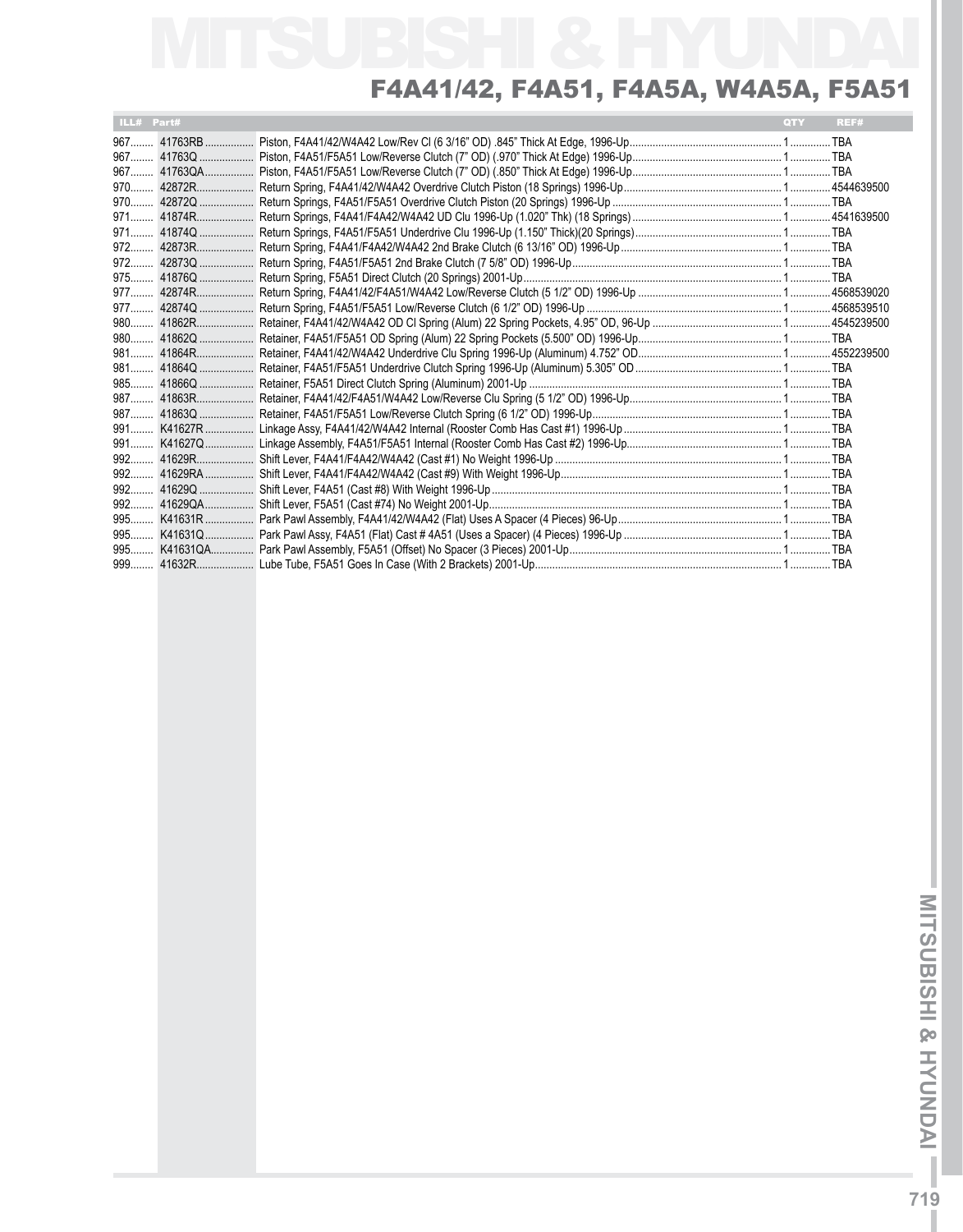## F4A41/42, F4A51, F4A5A, W4A5A, F5A51

| ILL# | Part# | | QTY | REF# |
|---|---|---|---|---|
| 967 | 41763RB | Piston, F4A41/42/W4A42 Low/Rev Cl (6 3/16" OD) .845" Thick At Edge, 1996-Up | 1 | TBA |
| 967 | 41763Q | Piston, F4A51/F5A51 Low/Reverse Clutch (7" OD) (.970" Thick At Edge) 1996-Up | 1 | TBA |
| 967 | 41763QA | Piston, F4A51/F5A51 Low/Reverse Clutch (7" OD) (.850" Thick At Edge) 1996-Up | 1 | TBA |
| 970 | 42872R | Return Spring, F4A41/42/W4A42 Overdrive Clutch Piston (18 Springs) 1996-Up | 1 | 4544639500 |
| 970 | 42872Q | Return Springs, F4A51/F5A51 Overdrive Clutch Piston (20 Springs) 1996-Up | 1 | TBA |
| 971 | 41874R | Return Springs, F4A41/F4A42/W4A42 UD Clu 1996-Up (1.020" Thk) (18 Springs) | 1 | 4541639500 |
| 971 | 41874Q | Return Springs, F4A51/F5A51 Underdrive Clu 1996-Up (1.150" Thick)(20 Springs) | 1 | TBA |
| 972 | 42873R | Return Spring, F4A41/F4A42/W4A42 2nd Brake Clutch (6 13/16" OD) 1996-Up | 1 | TBA |
| 972 | 42873Q | Return Spring, F4A51/F5A51 2nd Brake Clutch (7 5/8" OD) 1996-Up | 1 | TBA |
| 975 | 41876Q | Return Spring, F5A51 Direct Clutch (20 Springs) 2001-Up | 1 | TBA |
| 977 | 42874R | Return Spring, F4A41/42/F4A51/W4A42 Low/Reverse Clutch (5 1/2" OD) 1996-Up | 1 | 4568539020 |
| 977 | 42874Q | Return Spring, F4A51/F5A51 Low/Reverse Clutch (6 1/2" OD) 1996-Up | 1 | 4568539510 |
| 980 | 41862R | Retainer, F4A41/42/W4A42 OD Cl Spring (Alum) 22 Spring Pockets, 4.95" OD, 96-Up | 1 | 4545239500 |
| 980 | 41862Q | Retainer, F4A51/F5A51 OD Spring (Alum) 22 Spring Pockets (5.500" OD) 1996-Up | 1 | TBA |
| 981 | 41864R | Retainer, F4A41/42/W4A42 Underdrive Clu Spring 1996-Up (Aluminum) 4.752" OD | 1 | 4552239500 |
| 981 | 41864Q | Retainer, F4A51/F5A51 Underdrive Clutch Spring 1996-Up (Aluminum) 5.305" OD | 1 | TBA |
| 985 | 41866Q | Retainer, F5A51 Direct Clutch Spring (Aluminum) 2001-Up | 1 | TBA |
| 987 | 41863R | Retainer, F4A41/42/F4A51/W4A42 Low/Reverse Clu Spring (5 1/2" OD) 1996-Up | 1 | TBA |
| 987 | 41863Q | Retainer, F4A51/F5A51 Low/Reverse Clutch Spring (6 1/2" OD) 1996-Up | 1 | TBA |
| 991 | K41627R | Linkage Assy, F4A41/42/W4A42 Internal (Rooster Comb Has Cast #1) 1996-Up | 1 | TBA |
| 991 | K41627Q | Linkage Assembly, F4A51/F5A51 Internal (Rooster Comb Has Cast #2) 1996-Up | 1 | TBA |
| 992 | 41629R | Shift Lever, F4A41/F4A42/W4A42 (Cast #1) No Weight 1996-Up | 1 | TBA |
| 992 | 41629RA | Shift Lever, F4A41/F4A42/W4A42 (Cast #9) With Weight 1996-Up | 1 | TBA |
| 992 | 41629Q | Shift Lever, F4A51 (Cast #8) With Weight 1996-Up | 1 | TBA |
| 992 | 41629QA | Shift Lever, F5A51 (Cast #74) No Weight 2001-Up | 1 | TBA |
| 995 | K41631R | Park Pawl Assembly, F4A41/42/W4A42 (Flat) Uses A Spacer (4 Pieces) 96-Up | 1 | TBA |
| 995 | K41631Q | Park Pawl Assy, F4A51 (Flat) Cast # 4A51 (Uses a Spacer) (4 Pieces) 1996-Up | 1 | TBA |
| 995 | K41631QA | Park Pawl Assembly, F5A51 (Offset) No Spacer (3 Pieces) 2001-Up | 1 | TBA |
| 999 | 41632R | Lube Tube, F5A51 Goes In Case (With 2 Brackets) 2001-Up | 1 | TBA |